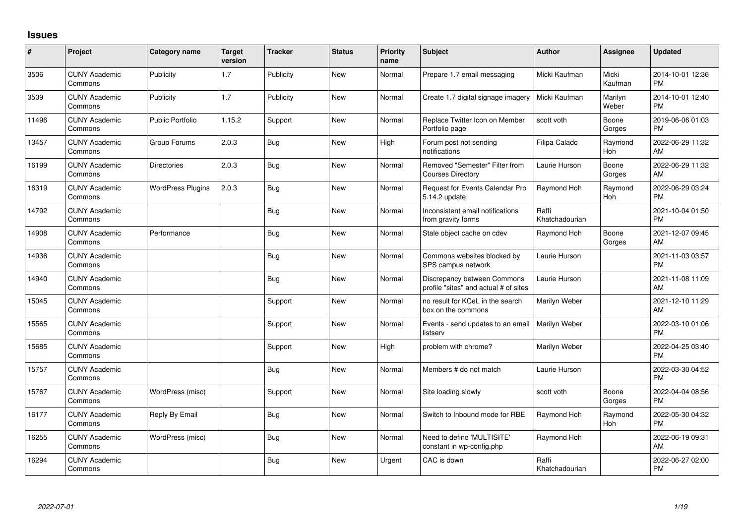## Issues

| # | Project | Category name | Target version | Tracker | Status | Priority name | Subject | Author | Assignee | Updated |
|---|---|---|---|---|---|---|---|---|---|---|
| 3506 | CUNY Academic Commons | Publicity | 1.7 | Publicity | New | Normal | Prepare 1.7 email messaging | Micki Kaufman | Micki Kaufman | 2014-10-01 12:36 PM |
| 3509 | CUNY Academic Commons | Publicity | 1.7 | Publicity | New | Normal | Create 1.7 digital signage imagery | Micki Kaufman | Marilyn Weber | 2014-10-01 12:40 PM |
| 11496 | CUNY Academic Commons | Public Portfolio | 1.15.2 | Support | New | Normal | Replace Twitter Icon on Member Portfolio page | scott voth | Boone Gorges | 2019-06-06 01:03 PM |
| 13457 | CUNY Academic Commons | Group Forums | 2.0.3 | Bug | New | High | Forum post not sending notifications | Filipa Calado | Raymond Hoh | 2022-06-29 11:32 AM |
| 16199 | CUNY Academic Commons | Directories | 2.0.3 | Bug | New | Normal | Removed "Semester" Filter from Courses Directory | Laurie Hurson | Boone Gorges | 2022-06-29 11:32 AM |
| 16319 | CUNY Academic Commons | WordPress Plugins | 2.0.3 | Bug | New | Normal | Request for Events Calendar Pro 5.14.2 update | Raymond Hoh | Raymond Hoh | 2022-06-29 03:24 PM |
| 14792 | CUNY Academic Commons | | | Bug | New | Normal | Inconsistent email notifications from gravity forms | Raffi Khatchadourian | | 2021-10-04 01:50 PM |
| 14908 | CUNY Academic Commons | Performance | | Bug | New | Normal | Stale object cache on cdev | Raymond Hoh | Boone Gorges | 2021-12-07 09:45 AM |
| 14936 | CUNY Academic Commons | | | Bug | New | Normal | Commons websites blocked by SPS campus network | Laurie Hurson | | 2021-11-03 03:57 PM |
| 14940 | CUNY Academic Commons | | | Bug | New | Normal | Discrepancy between Commons profile "sites" and actual # of sites | Laurie Hurson | | 2021-11-08 11:09 AM |
| 15045 | CUNY Academic Commons | | | Support | New | Normal | no result for KCeL in the search box on the commons | Marilyn Weber | | 2021-12-10 11:29 AM |
| 15565 | CUNY Academic Commons | | | Support | New | Normal | Events - send updates to an email listserv | Marilyn Weber | | 2022-03-10 01:06 PM |
| 15685 | CUNY Academic Commons | | | Support | New | High | problem with chrome? | Marilyn Weber | | 2022-04-25 03:40 PM |
| 15757 | CUNY Academic Commons | | | Bug | New | Normal | Members # do not match | Laurie Hurson | | 2022-03-30 04:52 PM |
| 15767 | CUNY Academic Commons | WordPress (misc) | | Support | New | Normal | Site loading slowly | scott voth | Boone Gorges | 2022-04-04 08:56 PM |
| 16177 | CUNY Academic Commons | Reply By Email | | Bug | New | Normal | Switch to Inbound mode for RBE | Raymond Hoh | Raymond Hoh | 2022-05-30 04:32 PM |
| 16255 | CUNY Academic Commons | WordPress (misc) | | Bug | New | Normal | Need to define 'MULTISITE' constant in wp-config.php | Raymond Hoh | | 2022-06-19 09:31 AM |
| 16294 | CUNY Academic Commons | | | Bug | New | Urgent | CAC is down | Raffi Khatchadourian | | 2022-06-27 02:00 PM |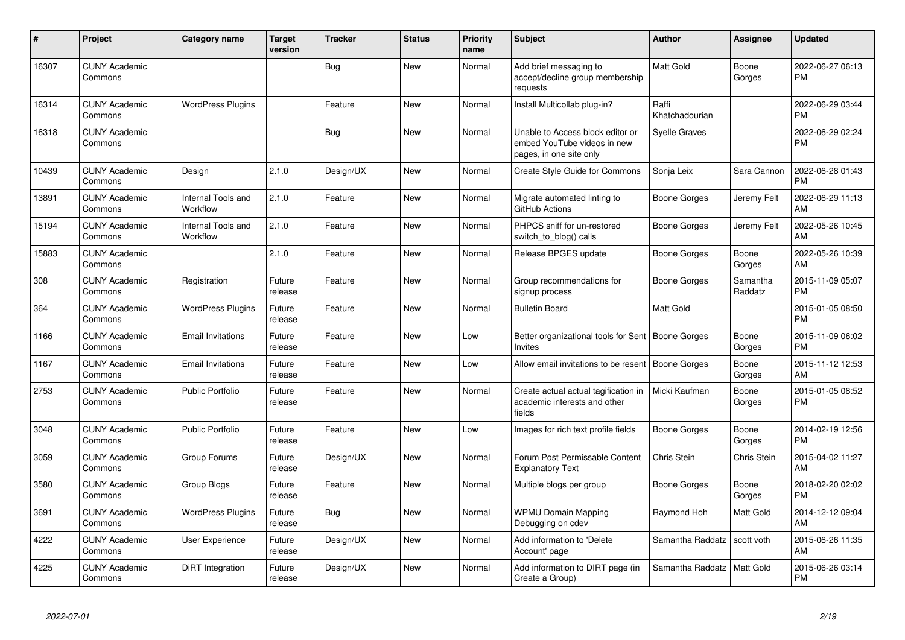| # | Project | Category name | Target version | Tracker | Status | Priority name | Subject | Author | Assignee | Updated |
|---|---|---|---|---|---|---|---|---|---|---|
| 16307 | CUNY Academic Commons | | | Bug | New | Normal | Add brief messaging to accept/decline group membership requests | Matt Gold | Boone Gorges | 2022-06-27 06:13 PM |
| 16314 | CUNY Academic Commons | WordPress Plugins | | Feature | New | Normal | Install Multicollab plug-in? | Raffi Khatchadourian | | 2022-06-29 03:44 PM |
| 16318 | CUNY Academic Commons | | | Bug | New | Normal | Unable to Access block editor or embed YouTube videos in new pages, in one site only | Syelle Graves | | 2022-06-29 02:24 PM |
| 10439 | CUNY Academic Commons | Design | 2.1.0 | Design/UX | New | Normal | Create Style Guide for Commons | Sonja Leix | Sara Cannon | 2022-06-28 01:43 PM |
| 13891 | CUNY Academic Commons | Internal Tools and Workflow | 2.1.0 | Feature | New | Normal | Migrate automated linting to GitHub Actions | Boone Gorges | Jeremy Felt | 2022-06-29 11:13 AM |
| 15194 | CUNY Academic Commons | Internal Tools and Workflow | 2.1.0 | Feature | New | Normal | PHPCS sniff for un-restored switch_to_blog() calls | Boone Gorges | Jeremy Felt | 2022-05-26 10:45 AM |
| 15883 | CUNY Academic Commons | | 2.1.0 | Feature | New | Normal | Release BPGES update | Boone Gorges | Boone Gorges | 2022-05-26 10:39 AM |
| 308 | CUNY Academic Commons | Registration | Future release | Feature | New | Normal | Group recommendations for signup process | Boone Gorges | Samantha Raddatz | 2015-11-09 05:07 PM |
| 364 | CUNY Academic Commons | WordPress Plugins | Future release | Feature | New | Normal | Bulletin Board | Matt Gold | | 2015-01-05 08:50 PM |
| 1166 | CUNY Academic Commons | Email Invitations | Future release | Feature | New | Low | Better organizational tools for Sent Invites | Boone Gorges | Boone Gorges | 2015-11-09 06:02 PM |
| 1167 | CUNY Academic Commons | Email Invitations | Future release | Feature | New | Low | Allow email invitations to be resent | Boone Gorges | Boone Gorges | 2015-11-12 12:53 AM |
| 2753 | CUNY Academic Commons | Public Portfolio | Future release | Feature | New | Normal | Create actual actual tagification in academic interests and other fields | Micki Kaufman | Boone Gorges | 2015-01-05 08:52 PM |
| 3048 | CUNY Academic Commons | Public Portfolio | Future release | Feature | New | Low | Images for rich text profile fields | Boone Gorges | Boone Gorges | 2014-02-19 12:56 PM |
| 3059 | CUNY Academic Commons | Group Forums | Future release | Design/UX | New | Normal | Forum Post Permissable Content Explanatory Text | Chris Stein | Chris Stein | 2015-04-02 11:27 AM |
| 3580 | CUNY Academic Commons | Group Blogs | Future release | Feature | New | Normal | Multiple blogs per group | Boone Gorges | Boone Gorges | 2018-02-20 02:02 PM |
| 3691 | CUNY Academic Commons | WordPress Plugins | Future release | Bug | New | Normal | WPMU Domain Mapping Debugging on cdev | Raymond Hoh | Matt Gold | 2014-12-12 09:04 AM |
| 4222 | CUNY Academic Commons | User Experience | Future release | Design/UX | New | Normal | Add information to 'Delete Account' page | Samantha Raddatz | scott voth | 2015-06-26 11:35 AM |
| 4225 | CUNY Academic Commons | DiRT Integration | Future release | Design/UX | New | Normal | Add information to DIRT page (in Create a Group) | Samantha Raddatz | Matt Gold | 2015-06-26 03:14 PM |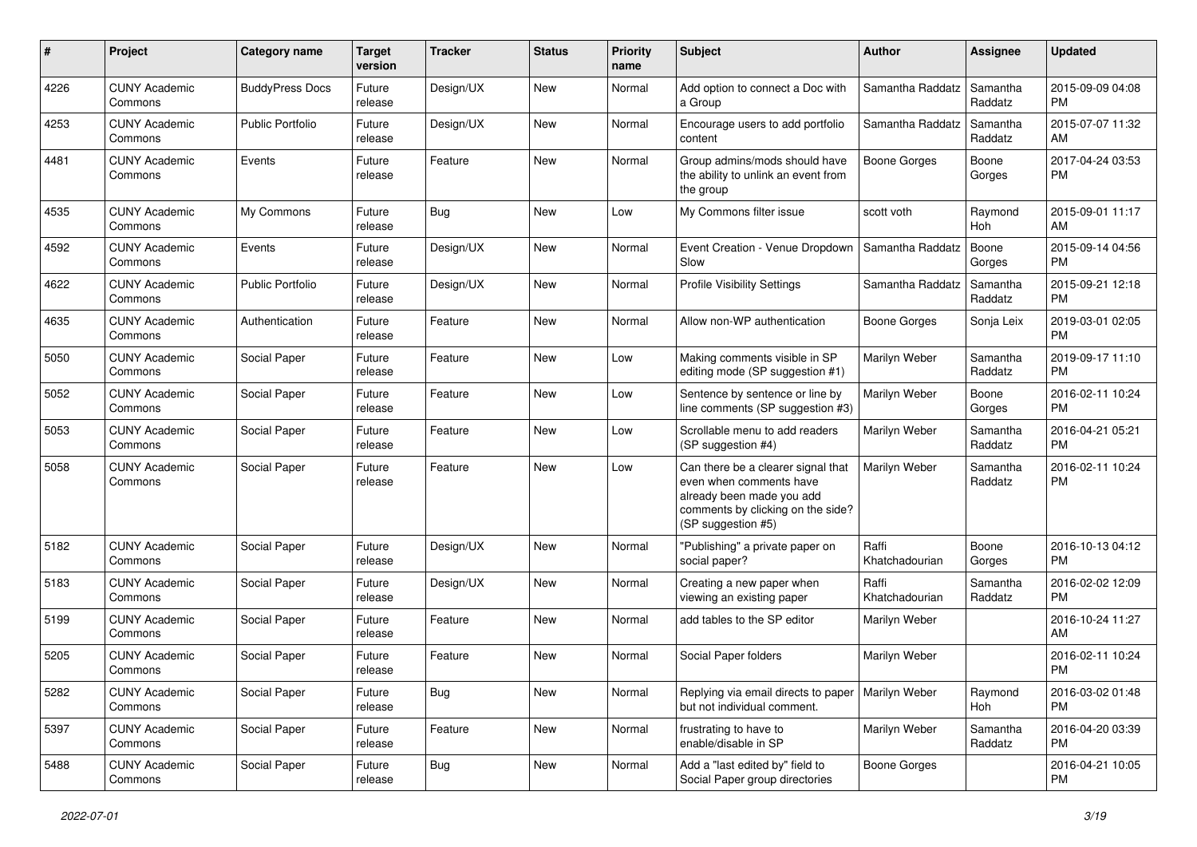| # | Project | Category name | Target version | Tracker | Status | Priority name | Subject | Author | Assignee | Updated |
|---|---|---|---|---|---|---|---|---|---|---|
| 4226 | CUNY Academic Commons | BuddyPress Docs | Future release | Design/UX | New | Normal | Add option to connect a Doc with a Group | Samantha Raddatz | Samantha Raddatz | 2015-09-09 04:08 PM |
| 4253 | CUNY Academic Commons | Public Portfolio | Future release | Design/UX | New | Normal | Encourage users to add portfolio content | Samantha Raddatz | Samantha Raddatz | 2015-07-07 11:32 AM |
| 4481 | CUNY Academic Commons | Events | Future release | Feature | New | Normal | Group admins/mods should have the ability to unlink an event from the group | Boone Gorges | Boone Gorges | 2017-04-24 03:53 PM |
| 4535 | CUNY Academic Commons | My Commons | Future release | Bug | New | Low | My Commons filter issue | scott voth | Raymond Hoh | 2015-09-01 11:17 AM |
| 4592 | CUNY Academic Commons | Events | Future release | Design/UX | New | Normal | Event Creation - Venue Dropdown Slow | Samantha Raddatz | Boone Gorges | 2015-09-14 04:56 PM |
| 4622 | CUNY Academic Commons | Public Portfolio | Future release | Design/UX | New | Normal | Profile Visibility Settings | Samantha Raddatz | Samantha Raddatz | 2015-09-21 12:18 PM |
| 4635 | CUNY Academic Commons | Authentication | Future release | Feature | New | Normal | Allow non-WP authentication | Boone Gorges | Sonja Leix | 2019-03-01 02:05 PM |
| 5050 | CUNY Academic Commons | Social Paper | Future release | Feature | New | Low | Making comments visible in SP editing mode (SP suggestion #1) | Marilyn Weber | Samantha Raddatz | 2019-09-17 11:10 PM |
| 5052 | CUNY Academic Commons | Social Paper | Future release | Feature | New | Low | Sentence by sentence or line by line comments (SP suggestion #3) | Marilyn Weber | Boone Gorges | 2016-02-11 10:24 PM |
| 5053 | CUNY Academic Commons | Social Paper | Future release | Feature | New | Low | Scrollable menu to add readers (SP suggestion #4) | Marilyn Weber | Samantha Raddatz | 2016-04-21 05:21 PM |
| 5058 | CUNY Academic Commons | Social Paper | Future release | Feature | New | Low | Can there be a clearer signal that even when comments have already been made you add comments by clicking on the side? (SP suggestion #5) | Marilyn Weber | Samantha Raddatz | 2016-02-11 10:24 PM |
| 5182 | CUNY Academic Commons | Social Paper | Future release | Design/UX | New | Normal | "Publishing" a private paper on social paper? | Raffi Khatchadourian | Boone Gorges | 2016-10-13 04:12 PM |
| 5183 | CUNY Academic Commons | Social Paper | Future release | Design/UX | New | Normal | Creating a new paper when viewing an existing paper | Raffi Khatchadourian | Samantha Raddatz | 2016-02-02 12:09 PM |
| 5199 | CUNY Academic Commons | Social Paper | Future release | Feature | New | Normal | add tables to the SP editor | Marilyn Weber | | 2016-10-24 11:27 AM |
| 5205 | CUNY Academic Commons | Social Paper | Future release | Feature | New | Normal | Social Paper folders | Marilyn Weber | | 2016-02-11 10:24 PM |
| 5282 | CUNY Academic Commons | Social Paper | Future release | Bug | New | Normal | Replying via email directs to paper but not individual comment. | Marilyn Weber | Raymond Hoh | 2016-03-02 01:48 PM |
| 5397 | CUNY Academic Commons | Social Paper | Future release | Feature | New | Normal | frustrating to have to enable/disable in SP | Marilyn Weber | Samantha Raddatz | 2016-04-20 03:39 PM |
| 5488 | CUNY Academic Commons | Social Paper | Future release | Bug | New | Normal | Add a "last edited by" field to Social Paper group directories | Boone Gorges | | 2016-04-21 10:05 PM |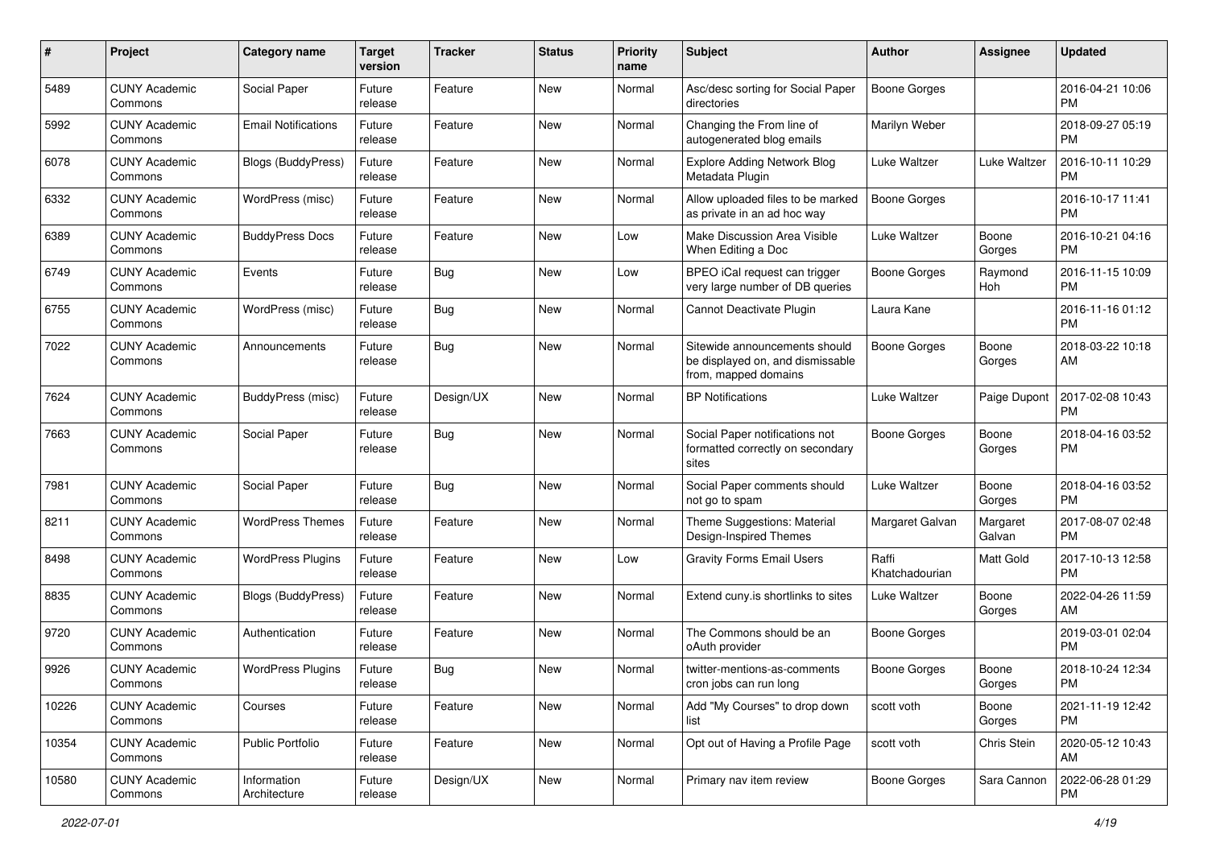| # | Project | Category name | Target version | Tracker | Status | Priority name | Subject | Author | Assignee | Updated |
|---|---|---|---|---|---|---|---|---|---|---|
| 5489 | CUNY Academic Commons | Social Paper | Future release | Feature | New | Normal | Asc/desc sorting for Social Paper directories | Boone Gorges | | 2016-04-21 10:06 PM |
| 5992 | CUNY Academic Commons | Email Notifications | Future release | Feature | New | Normal | Changing the From line of autogenerated blog emails | Marilyn Weber | | 2018-09-27 05:19 PM |
| 6078 | CUNY Academic Commons | Blogs (BuddyPress) | Future release | Feature | New | Normal | Explore Adding Network Blog Metadata Plugin | Luke Waltzer | Luke Waltzer | 2016-10-11 10:29 PM |
| 6332 | CUNY Academic Commons | WordPress (misc) | Future release | Feature | New | Normal | Allow uploaded files to be marked as private in an ad hoc way | Boone Gorges | | 2016-10-17 11:41 PM |
| 6389 | CUNY Academic Commons | BuddyPress Docs | Future release | Feature | New | Low | Make Discussion Area Visible When Editing a Doc | Luke Waltzer | Boone Gorges | 2016-10-21 04:16 PM |
| 6749 | CUNY Academic Commons | Events | Future release | Bug | New | Low | BPEO iCal request can trigger very large number of DB queries | Boone Gorges | Raymond Hoh | 2016-11-15 10:09 PM |
| 6755 | CUNY Academic Commons | WordPress (misc) | Future release | Bug | New | Normal | Cannot Deactivate Plugin | Laura Kane | | 2016-11-16 01:12 PM |
| 7022 | CUNY Academic Commons | Announcements | Future release | Bug | New | Normal | Sitewide announcements should be displayed on, and dismissable from, mapped domains | Boone Gorges | Boone Gorges | 2018-03-22 10:18 AM |
| 7624 | CUNY Academic Commons | BuddyPress (misc) | Future release | Design/UX | New | Normal | BP Notifications | Luke Waltzer | Paige Dupont | 2017-02-08 10:43 PM |
| 7663 | CUNY Academic Commons | Social Paper | Future release | Bug | New | Normal | Social Paper notifications not formatted correctly on secondary sites | Boone Gorges | Boone Gorges | 2018-04-16 03:52 PM |
| 7981 | CUNY Academic Commons | Social Paper | Future release | Bug | New | Normal | Social Paper comments should not go to spam | Luke Waltzer | Boone Gorges | 2018-04-16 03:52 PM |
| 8211 | CUNY Academic Commons | WordPress Themes | Future release | Feature | New | Normal | Theme Suggestions: Material Design-Inspired Themes | Margaret Galvan | Margaret Galvan | 2017-08-07 02:48 PM |
| 8498 | CUNY Academic Commons | WordPress Plugins | Future release | Feature | New | Low | Gravity Forms Email Users | Raffi Khatchadourian | Matt Gold | 2017-10-13 12:58 PM |
| 8835 | CUNY Academic Commons | Blogs (BuddyPress) | Future release | Feature | New | Normal | Extend cuny.is shortlinks to sites | Luke Waltzer | Boone Gorges | 2022-04-26 11:59 AM |
| 9720 | CUNY Academic Commons | Authentication | Future release | Feature | New | Normal | The Commons should be an oAuth provider | Boone Gorges | | 2019-03-01 02:04 PM |
| 9926 | CUNY Academic Commons | WordPress Plugins | Future release | Bug | New | Normal | twitter-mentions-as-comments cron jobs can run long | Boone Gorges | Boone Gorges | 2018-10-24 12:34 PM |
| 10226 | CUNY Academic Commons | Courses | Future release | Feature | New | Normal | Add "My Courses" to drop down list | scott voth | Boone Gorges | 2021-11-19 12:42 PM |
| 10354 | CUNY Academic Commons | Public Portfolio | Future release | Feature | New | Normal | Opt out of Having a Profile Page | scott voth | Chris Stein | 2020-05-12 10:43 AM |
| 10580 | CUNY Academic Commons | Information Architecture | Future release | Design/UX | New | Normal | Primary nav item review | Boone Gorges | Sara Cannon | 2022-06-28 01:29 PM |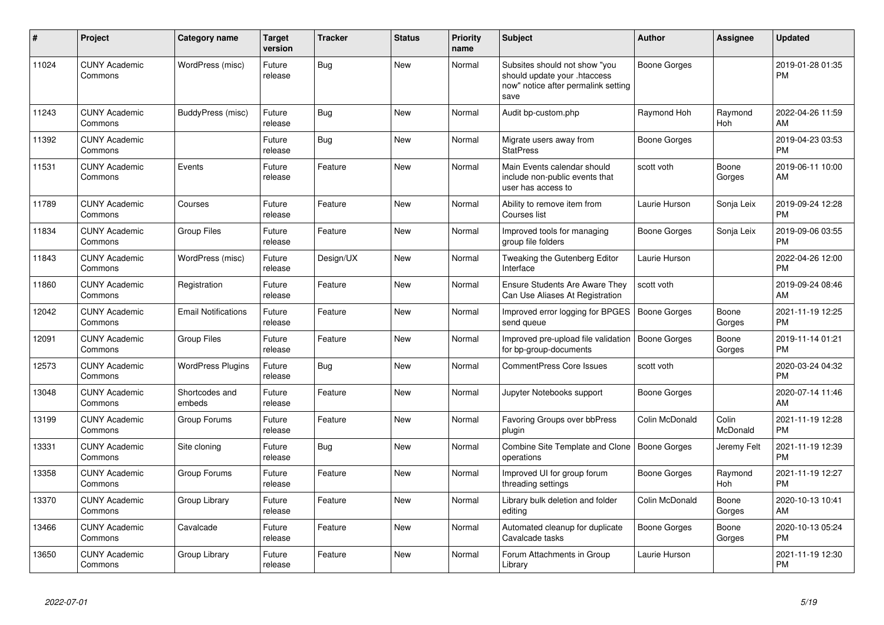| # | Project | Category name | Target version | Tracker | Status | Priority name | Subject | Author | Assignee | Updated |
|---|---|---|---|---|---|---|---|---|---|---|
| 11024 | CUNY Academic Commons | WordPress (misc) | Future release | Bug | New | Normal | Subsites should not show "you should update your .htaccess now" notice after permalink setting save | Boone Gorges | | 2019-01-28 01:35 PM |
| 11243 | CUNY Academic Commons | BuddyPress (misc) | Future release | Bug | New | Normal | Audit bp-custom.php | Raymond Hoh | Raymond Hoh | 2022-04-26 11:59 AM |
| 11392 | CUNY Academic Commons | | Future release | Bug | New | Normal | Migrate users away from StatPress | Boone Gorges | | 2019-04-23 03:53 PM |
| 11531 | CUNY Academic Commons | Events | Future release | Feature | New | Normal | Main Events calendar should include non-public events that user has access to | scott voth | Boone Gorges | 2019-06-11 10:00 AM |
| 11789 | CUNY Academic Commons | Courses | Future release | Feature | New | Normal | Ability to remove item from Courses list | Laurie Hurson | Sonja Leix | 2019-09-24 12:28 PM |
| 11834 | CUNY Academic Commons | Group Files | Future release | Feature | New | Normal | Improved tools for managing group file folders | Boone Gorges | Sonja Leix | 2019-09-06 03:55 PM |
| 11843 | CUNY Academic Commons | WordPress (misc) | Future release | Design/UX | New | Normal | Tweaking the Gutenberg Editor Interface | Laurie Hurson | | 2022-04-26 12:00 PM |
| 11860 | CUNY Academic Commons | Registration | Future release | Feature | New | Normal | Ensure Students Are Aware They Can Use Aliases At Registration | scott voth | | 2019-09-24 08:46 AM |
| 12042 | CUNY Academic Commons | Email Notifications | Future release | Feature | New | Normal | Improved error logging for BPGES send queue | Boone Gorges | Boone Gorges | 2021-11-19 12:25 PM |
| 12091 | CUNY Academic Commons | Group Files | Future release | Feature | New | Normal | Improved pre-upload file validation for bp-group-documents | Boone Gorges | Boone Gorges | 2019-11-14 01:21 PM |
| 12573 | CUNY Academic Commons | WordPress Plugins | Future release | Bug | New | Normal | CommentPress Core Issues | scott voth | | 2020-03-24 04:32 PM |
| 13048 | CUNY Academic Commons | Shortcodes and embeds | Future release | Feature | New | Normal | Jupyter Notebooks support | Boone Gorges | | 2020-07-14 11:46 AM |
| 13199 | CUNY Academic Commons | Group Forums | Future release | Feature | New | Normal | Favoring Groups over bbPress plugin | Colin McDonald | Colin McDonald | 2021-11-19 12:28 PM |
| 13331 | CUNY Academic Commons | Site cloning | Future release | Bug | New | Normal | Combine Site Template and Clone operations | Boone Gorges | Jeremy Felt | 2021-11-19 12:39 PM |
| 13358 | CUNY Academic Commons | Group Forums | Future release | Feature | New | Normal | Improved UI for group forum threading settings | Boone Gorges | Raymond Hoh | 2021-11-19 12:27 PM |
| 13370 | CUNY Academic Commons | Group Library | Future release | Feature | New | Normal | Library bulk deletion and folder editing | Colin McDonald | Boone Gorges | 2020-10-13 10:41 AM |
| 13466 | CUNY Academic Commons | Cavalcade | Future release | Feature | New | Normal | Automated cleanup for duplicate Cavalcade tasks | Boone Gorges | Boone Gorges | 2020-10-13 05:24 PM |
| 13650 | CUNY Academic Commons | Group Library | Future release | Feature | New | Normal | Forum Attachments in Group Library | Laurie Hurson | | 2021-11-19 12:30 PM |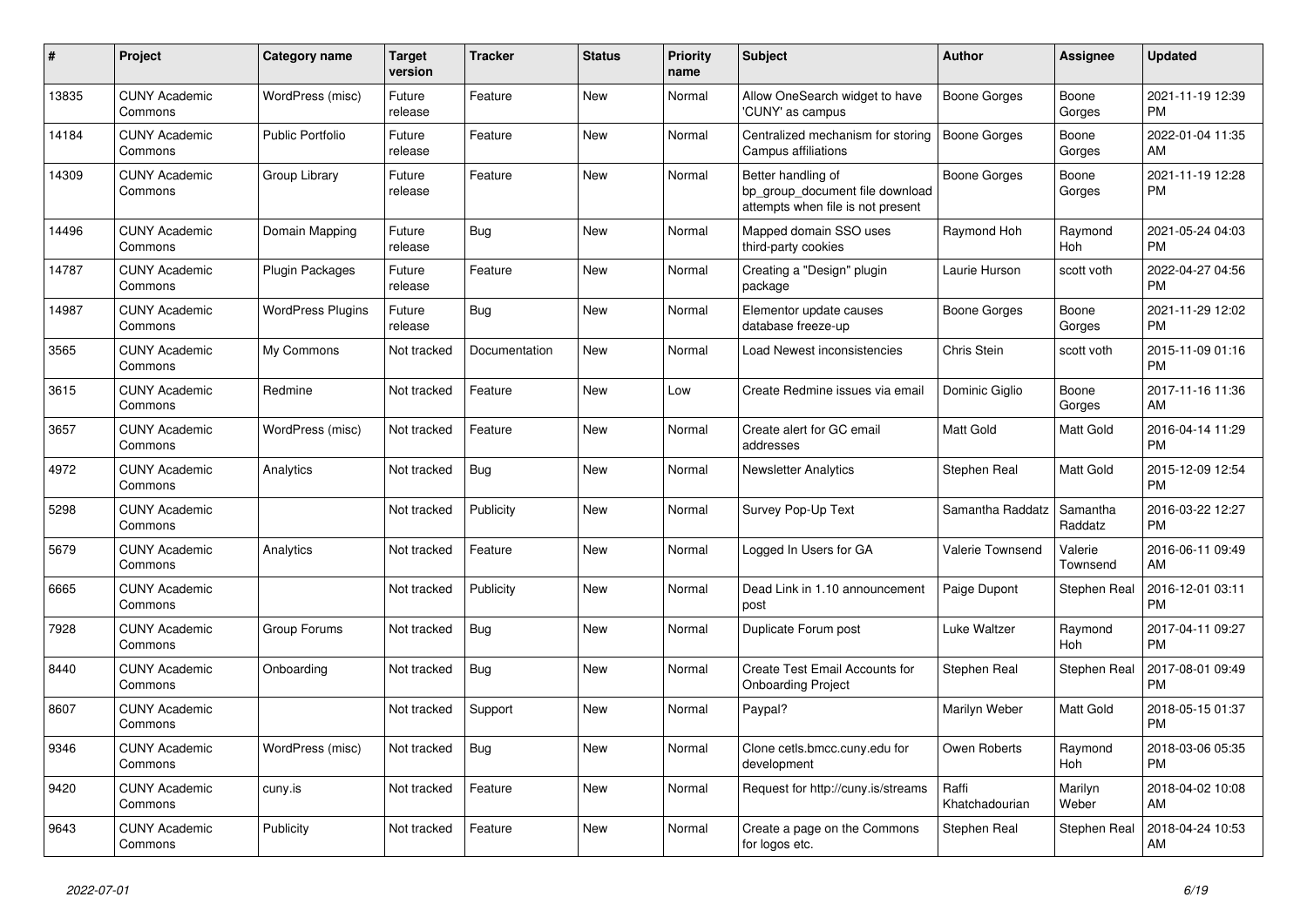| # | Project | Category name | Target version | Tracker | Status | Priority name | Subject | Author | Assignee | Updated |
|---|---|---|---|---|---|---|---|---|---|---|
| 13835 | CUNY Academic Commons | WordPress (misc) | Future release | Feature | New | Normal | Allow OneSearch widget to have 'CUNY' as campus | Boone Gorges | Boone Gorges | 2021-11-19 12:39 PM |
| 14184 | CUNY Academic Commons | Public Portfolio | Future release | Feature | New | Normal | Centralized mechanism for storing Campus affiliations | Boone Gorges | Boone Gorges | 2022-01-04 11:35 AM |
| 14309 | CUNY Academic Commons | Group Library | Future release | Feature | New | Normal | Better handling of bp_group_document file download attempts when file is not present | Boone Gorges | Boone Gorges | 2021-11-19 12:28 PM |
| 14496 | CUNY Academic Commons | Domain Mapping | Future release | Bug | New | Normal | Mapped domain SSO uses third-party cookies | Raymond Hoh | Raymond Hoh | 2021-05-24 04:03 PM |
| 14787 | CUNY Academic Commons | Plugin Packages | Future release | Feature | New | Normal | Creating a "Design" plugin package | Laurie Hurson | scott voth | 2022-04-27 04:56 PM |
| 14987 | CUNY Academic Commons | WordPress Plugins | Future release | Bug | New | Normal | Elementor update causes database freeze-up | Boone Gorges | Boone Gorges | 2021-11-29 12:02 PM |
| 3565 | CUNY Academic Commons | My Commons | Not tracked | Documentation | New | Normal | Load Newest inconsistencies | Chris Stein | scott voth | 2015-11-09 01:16 PM |
| 3615 | CUNY Academic Commons | Redmine | Not tracked | Feature | New | Low | Create Redmine issues via email | Dominic Giglio | Boone Gorges | 2017-11-16 11:36 AM |
| 3657 | CUNY Academic Commons | WordPress (misc) | Not tracked | Feature | New | Normal | Create alert for GC email addresses | Matt Gold | Matt Gold | 2016-04-14 11:29 PM |
| 4972 | CUNY Academic Commons | Analytics | Not tracked | Bug | New | Normal | Newsletter Analytics | Stephen Real | Matt Gold | 2015-12-09 12:54 PM |
| 5298 | CUNY Academic Commons | | Not tracked | Publicity | New | Normal | Survey Pop-Up Text | Samantha Raddatz | Samantha Raddatz | 2016-03-22 12:27 PM |
| 5679 | CUNY Academic Commons | Analytics | Not tracked | Feature | New | Normal | Logged In Users for GA | Valerie Townsend | Valerie Townsend | 2016-06-11 09:49 AM |
| 6665 | CUNY Academic Commons | | Not tracked | Publicity | New | Normal | Dead Link in 1.10 announcement post | Paige Dupont | Stephen Real | 2016-12-01 03:11 PM |
| 7928 | CUNY Academic Commons | Group Forums | Not tracked | Bug | New | Normal | Duplicate Forum post | Luke Waltzer | Raymond Hoh | 2017-04-11 09:27 PM |
| 8440 | CUNY Academic Commons | Onboarding | Not tracked | Bug | New | Normal | Create Test Email Accounts for Onboarding Project | Stephen Real | Stephen Real | 2017-08-01 09:49 PM |
| 8607 | CUNY Academic Commons | | Not tracked | Support | New | Normal | Paypal? | Marilyn Weber | Matt Gold | 2018-05-15 01:37 PM |
| 9346 | CUNY Academic Commons | WordPress (misc) | Not tracked | Bug | New | Normal | Clone cetls.bmcc.cuny.edu for development | Owen Roberts | Raymond Hoh | 2018-03-06 05:35 PM |
| 9420 | CUNY Academic Commons | cuny.is | Not tracked | Feature | New | Normal | Request for http://cuny.is/streams | Raffi Khatchadourian | Marilyn Weber | 2018-04-02 10:08 AM |
| 9643 | CUNY Academic Commons | Publicity | Not tracked | Feature | New | Normal | Create a page on the Commons for logos etc. | Stephen Real | Stephen Real | 2018-04-24 10:53 AM |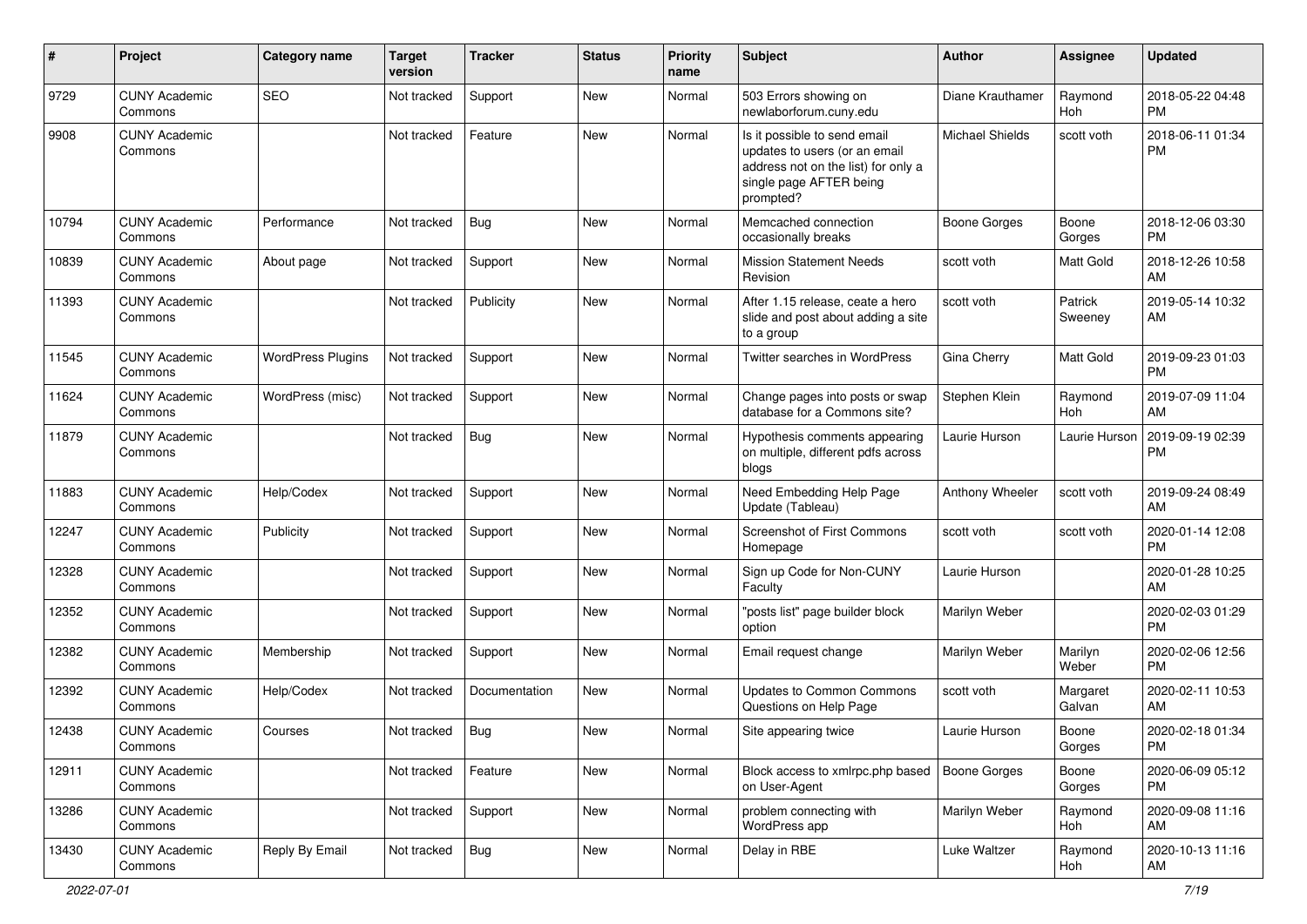| # | Project | Category name | Target version | Tracker | Status | Priority name | Subject | Author | Assignee | Updated |
| --- | --- | --- | --- | --- | --- | --- | --- | --- | --- | --- |
| 9729 | CUNY Academic Commons | SEO | Not tracked | Support | New | Normal | 503 Errors showing on newlaborforum.cuny.edu | Diane Krauthamer | Raymond Hoh | 2018-05-22 04:48 PM |
| 9908 | CUNY Academic Commons | | Not tracked | Feature | New | Normal | Is it possible to send email updates to users (or an email address not on the list) for only a single page AFTER being prompted? | Michael Shields | scott voth | 2018-06-11 01:34 PM |
| 10794 | CUNY Academic Commons | Performance | Not tracked | Bug | New | Normal | Memcached connection occasionally breaks | Boone Gorges | Boone Gorges | 2018-12-06 03:30 PM |
| 10839 | CUNY Academic Commons | About page | Not tracked | Support | New | Normal | Mission Statement Needs Revision | scott voth | Matt Gold | 2018-12-26 10:58 AM |
| 11393 | CUNY Academic Commons | | Not tracked | Publicity | New | Normal | After 1.15 release, ceate a hero slide and post about adding a site to a group | scott voth | Patrick Sweeney | 2019-05-14 10:32 AM |
| 11545 | CUNY Academic Commons | WordPress Plugins | Not tracked | Support | New | Normal | Twitter searches in WordPress | Gina Cherry | Matt Gold | 2019-09-23 01:03 PM |
| 11624 | CUNY Academic Commons | WordPress (misc) | Not tracked | Support | New | Normal | Change pages into posts or swap database for a Commons site? | Stephen Klein | Raymond Hoh | 2019-07-09 11:04 AM |
| 11879 | CUNY Academic Commons | | Not tracked | Bug | New | Normal | Hypothesis comments appearing on multiple, different pdfs across blogs | Laurie Hurson | Laurie Hurson | 2019-09-19 02:39 PM |
| 11883 | CUNY Academic Commons | Help/Codex | Not tracked | Support | New | Normal | Need Embedding Help Page Update (Tableau) | Anthony Wheeler | scott voth | 2019-09-24 08:49 AM |
| 12247 | CUNY Academic Commons | Publicity | Not tracked | Support | New | Normal | Screenshot of First Commons Homepage | scott voth | scott voth | 2020-01-14 12:08 PM |
| 12328 | CUNY Academic Commons | | Not tracked | Support | New | Normal | Sign up Code for Non-CUNY Faculty | Laurie Hurson | | 2020-01-28 10:25 AM |
| 12352 | CUNY Academic Commons | | Not tracked | Support | New | Normal | "posts list" page builder block option | Marilyn Weber | | 2020-02-03 01:29 PM |
| 12382 | CUNY Academic Commons | Membership | Not tracked | Support | New | Normal | Email request change | Marilyn Weber | Marilyn Weber | 2020-02-06 12:56 PM |
| 12392 | CUNY Academic Commons | Help/Codex | Not tracked | Documentation | New | Normal | Updates to Common Commons Questions on Help Page | scott voth | Margaret Galvan | 2020-02-11 10:53 AM |
| 12438 | CUNY Academic Commons | Courses | Not tracked | Bug | New | Normal | Site appearing twice | Laurie Hurson | Boone Gorges | 2020-02-18 01:34 PM |
| 12911 | CUNY Academic Commons | | Not tracked | Feature | New | Normal | Block access to xmlrpc.php based on User-Agent | Boone Gorges | Boone Gorges | 2020-06-09 05:12 PM |
| 13286 | CUNY Academic Commons | | Not tracked | Support | New | Normal | problem connecting with WordPress app | Marilyn Weber | Raymond Hoh | 2020-09-08 11:16 AM |
| 13430 | CUNY Academic Commons | Reply By Email | Not tracked | Bug | New | Normal | Delay in RBE | Luke Waltzer | Raymond Hoh | 2020-10-13 11:16 AM |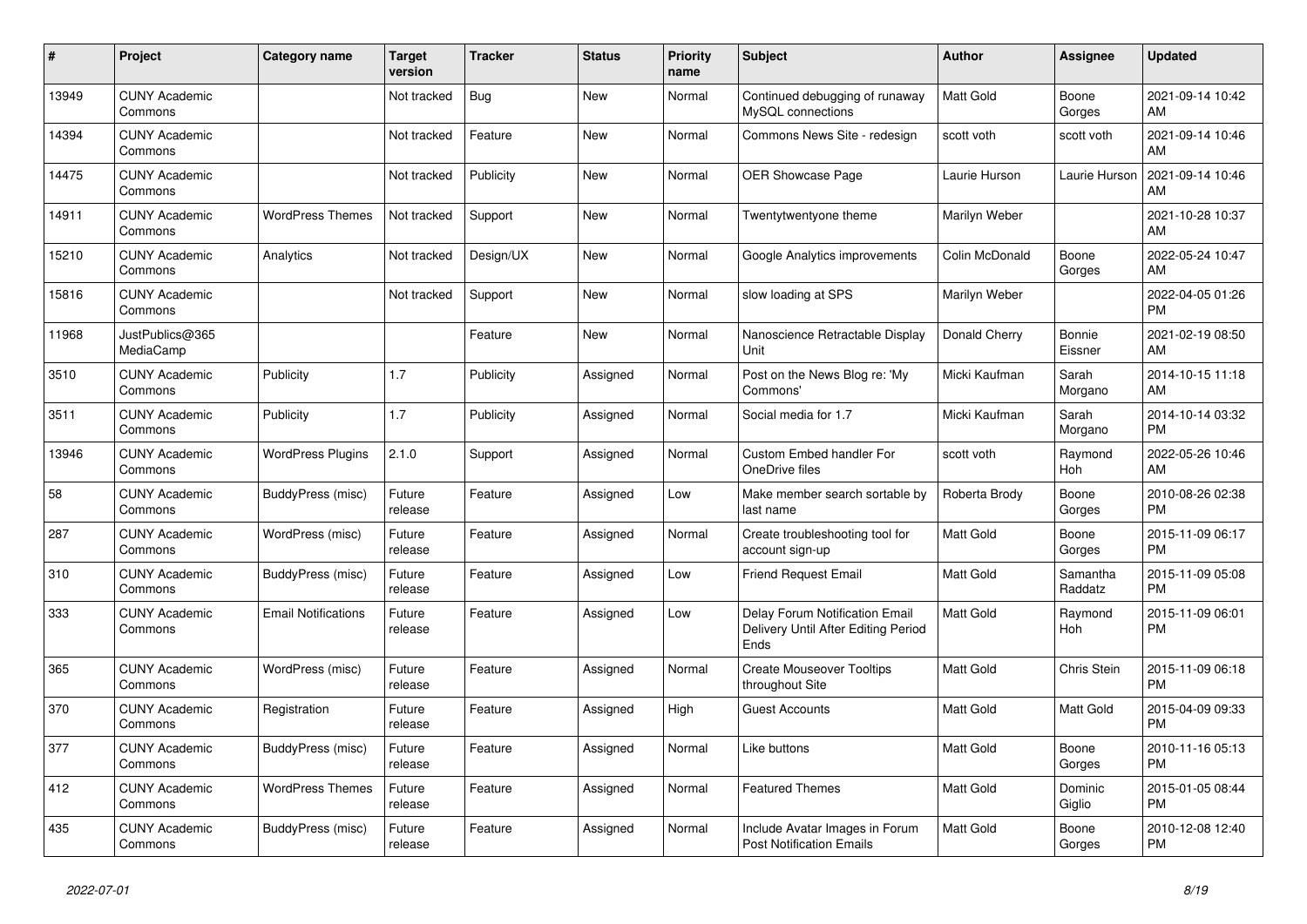| # | Project | Category name | Target version | Tracker | Status | Priority name | Subject | Author | Assignee | Updated |
|---|---|---|---|---|---|---|---|---|---|---|
| 13949 | CUNY Academic Commons | | Not tracked | Bug | New | Normal | Continued debugging of runaway MySQL connections | Matt Gold | Boone Gorges | 2021-09-14 10:42 AM |
| 14394 | CUNY Academic Commons | | Not tracked | Feature | New | Normal | Commons News Site - redesign | scott voth | scott voth | 2021-09-14 10:46 AM |
| 14475 | CUNY Academic Commons | | Not tracked | Publicity | New | Normal | OER Showcase Page | Laurie Hurson | Laurie Hurson | 2021-09-14 10:46 AM |
| 14911 | CUNY Academic Commons | WordPress Themes | Not tracked | Support | New | Normal | Twentytwentyone theme | Marilyn Weber | | 2021-10-28 10:37 AM |
| 15210 | CUNY Academic Commons | Analytics | Not tracked | Design/UX | New | Normal | Google Analytics improvements | Colin McDonald | Boone Gorges | 2022-05-24 10:47 AM |
| 15816 | CUNY Academic Commons | | Not tracked | Support | New | Normal | slow loading at SPS | Marilyn Weber | | 2022-04-05 01:26 PM |
| 11968 | JustPublics@365 MediaCamp | | | Feature | New | Normal | Nanoscience Retractable Display Unit | Donald Cherry | Bonnie Eissner | 2021-02-19 08:50 AM |
| 3510 | CUNY Academic Commons | Publicity | 1.7 | Publicity | Assigned | Normal | Post on the News Blog re: 'My Commons' | Micki Kaufman | Sarah Morgano | 2014-10-15 11:18 AM |
| 3511 | CUNY Academic Commons | Publicity | 1.7 | Publicity | Assigned | Normal | Social media for 1.7 | Micki Kaufman | Sarah Morgano | 2014-10-14 03:32 PM |
| 13946 | CUNY Academic Commons | WordPress Plugins | 2.1.0 | Support | Assigned | Normal | Custom Embed handler For OneDrive files | scott voth | Raymond Hoh | 2022-05-26 10:46 AM |
| 58 | CUNY Academic Commons | BuddyPress (misc) | Future release | Feature | Assigned | Low | Make member search sortable by last name | Roberta Brody | Boone Gorges | 2010-08-26 02:38 PM |
| 287 | CUNY Academic Commons | WordPress (misc) | Future release | Feature | Assigned | Normal | Create troubleshooting tool for account sign-up | Matt Gold | Boone Gorges | 2015-11-09 06:17 PM |
| 310 | CUNY Academic Commons | BuddyPress (misc) | Future release | Feature | Assigned | Low | Friend Request Email | Matt Gold | Samantha Raddatz | 2015-11-09 05:08 PM |
| 333 | CUNY Academic Commons | Email Notifications | Future release | Feature | Assigned | Low | Delay Forum Notification Email Delivery Until After Editing Period Ends | Matt Gold | Raymond Hoh | 2015-11-09 06:01 PM |
| 365 | CUNY Academic Commons | WordPress (misc) | Future release | Feature | Assigned | Normal | Create Mouseover Tooltips throughout Site | Matt Gold | Chris Stein | 2015-11-09 06:18 PM |
| 370 | CUNY Academic Commons | Registration | Future release | Feature | Assigned | High | Guest Accounts | Matt Gold | Matt Gold | 2015-04-09 09:33 PM |
| 377 | CUNY Academic Commons | BuddyPress (misc) | Future release | Feature | Assigned | Normal | Like buttons | Matt Gold | Boone Gorges | 2010-11-16 05:13 PM |
| 412 | CUNY Academic Commons | WordPress Themes | Future release | Feature | Assigned | Normal | Featured Themes | Matt Gold | Dominic Giglio | 2015-01-05 08:44 PM |
| 435 | CUNY Academic Commons | BuddyPress (misc) | Future release | Feature | Assigned | Normal | Include Avatar Images in Forum Post Notification Emails | Matt Gold | Boone Gorges | 2010-12-08 12:40 PM |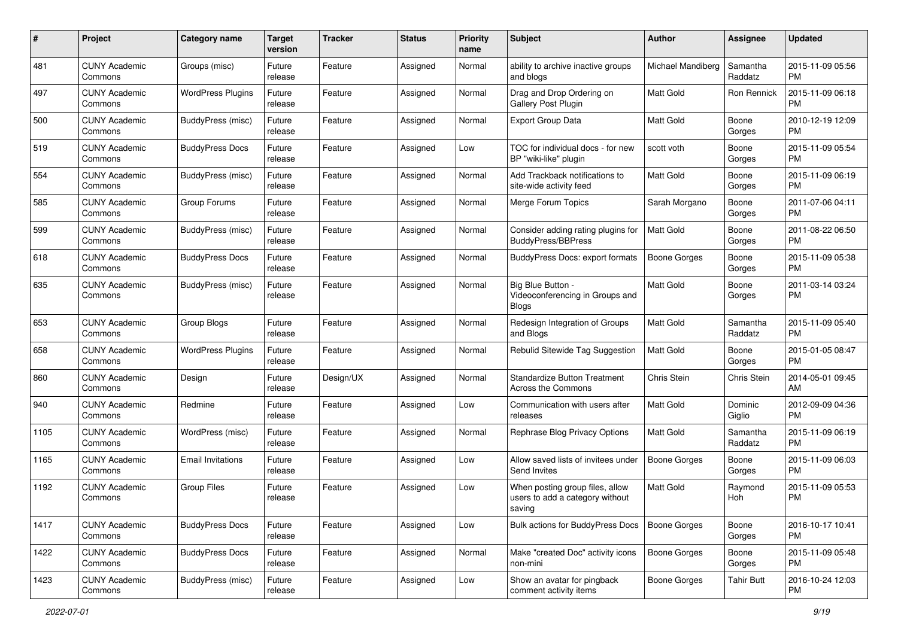| # | Project | Category name | Target version | Tracker | Status | Priority name | Subject | Author | Assignee | Updated |
|---|---|---|---|---|---|---|---|---|---|---|
| 481 | CUNY Academic Commons | Groups (misc) | Future release | Feature | Assigned | Normal | ability to archive inactive groups and blogs | Michael Mandiberg | Samantha Raddatz | 2015-11-09 05:56 PM |
| 497 | CUNY Academic Commons | WordPress Plugins | Future release | Feature | Assigned | Normal | Drag and Drop Ordering on Gallery Post Plugin | Matt Gold | Ron Rennick | 2015-11-09 06:18 PM |
| 500 | CUNY Academic Commons | BuddyPress (misc) | Future release | Feature | Assigned | Normal | Export Group Data | Matt Gold | Boone Gorges | 2010-12-19 12:09 PM |
| 519 | CUNY Academic Commons | BuddyPress Docs | Future release | Feature | Assigned | Low | TOC for individual docs - for new BP "wiki-like" plugin | scott voth | Boone Gorges | 2015-11-09 05:54 PM |
| 554 | CUNY Academic Commons | BuddyPress (misc) | Future release | Feature | Assigned | Normal | Add Trackback notifications to site-wide activity feed | Matt Gold | Boone Gorges | 2015-11-09 06:19 PM |
| 585 | CUNY Academic Commons | Group Forums | Future release | Feature | Assigned | Normal | Merge Forum Topics | Sarah Morgano | Boone Gorges | 2011-07-06 04:11 PM |
| 599 | CUNY Academic Commons | BuddyPress (misc) | Future release | Feature | Assigned | Normal | Consider adding rating plugins for BuddyPress/BBPress | Matt Gold | Boone Gorges | 2011-08-22 06:50 PM |
| 618 | CUNY Academic Commons | BuddyPress Docs | Future release | Feature | Assigned | Normal | BuddyPress Docs: export formats | Boone Gorges | Boone Gorges | 2015-11-09 05:38 PM |
| 635 | CUNY Academic Commons | BuddyPress (misc) | Future release | Feature | Assigned | Normal | Big Blue Button - Videoconferencing in Groups and Blogs | Matt Gold | Boone Gorges | 2011-03-14 03:24 PM |
| 653 | CUNY Academic Commons | Group Blogs | Future release | Feature | Assigned | Normal | Redesign Integration of Groups and Blogs | Matt Gold | Samantha Raddatz | 2015-11-09 05:40 PM |
| 658 | CUNY Academic Commons | WordPress Plugins | Future release | Feature | Assigned | Normal | Rebulid Sitewide Tag Suggestion | Matt Gold | Boone Gorges | 2015-01-05 08:47 PM |
| 860 | CUNY Academic Commons | Design | Future release | Design/UX | Assigned | Normal | Standardize Button Treatment Across the Commons | Chris Stein | Chris Stein | 2014-05-01 09:45 AM |
| 940 | CUNY Academic Commons | Redmine | Future release | Feature | Assigned | Low | Communication with users after releases | Matt Gold | Dominic Giglio | 2012-09-09 04:36 PM |
| 1105 | CUNY Academic Commons | WordPress (misc) | Future release | Feature | Assigned | Normal | Rephrase Blog Privacy Options | Matt Gold | Samantha Raddatz | 2015-11-09 06:19 PM |
| 1165 | CUNY Academic Commons | Email Invitations | Future release | Feature | Assigned | Low | Allow saved lists of invitees under Send Invites | Boone Gorges | Boone Gorges | 2015-11-09 06:03 PM |
| 1192 | CUNY Academic Commons | Group Files | Future release | Feature | Assigned | Low | When posting group files, allow users to add a category without saving | Matt Gold | Raymond Hoh | 2015-11-09 05:53 PM |
| 1417 | CUNY Academic Commons | BuddyPress Docs | Future release | Feature | Assigned | Low | Bulk actions for BuddyPress Docs | Boone Gorges | Boone Gorges | 2016-10-17 10:41 PM |
| 1422 | CUNY Academic Commons | BuddyPress Docs | Future release | Feature | Assigned | Normal | Make "created Doc" activity icons non-mini | Boone Gorges | Boone Gorges | 2015-11-09 05:48 PM |
| 1423 | CUNY Academic Commons | BuddyPress (misc) | Future release | Feature | Assigned | Low | Show an avatar for pingback comment activity items | Boone Gorges | Tahir Butt | 2016-10-24 12:03 PM |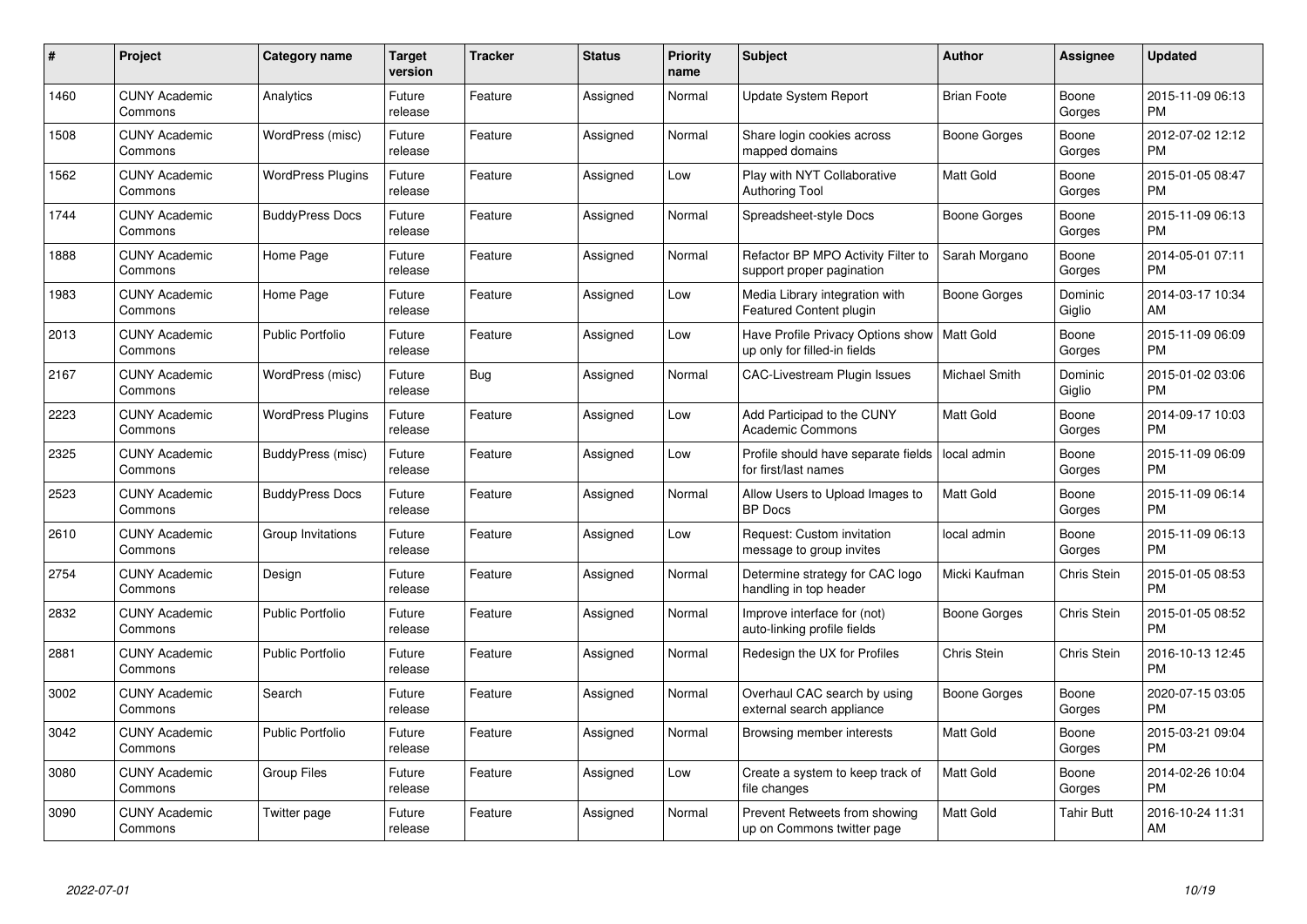| # | Project | Category name | Target version | Tracker | Status | Priority name | Subject | Author | Assignee | Updated |
|---|---|---|---|---|---|---|---|---|---|---|
| 1460 | CUNY Academic Commons | Analytics | Future release | Feature | Assigned | Normal | Update System Report | Brian Foote | Boone Gorges | 2015-11-09 06:13 PM |
| 1508 | CUNY Academic Commons | WordPress (misc) | Future release | Feature | Assigned | Normal | Share login cookies across mapped domains | Boone Gorges | Boone Gorges | 2012-07-02 12:12 PM |
| 1562 | CUNY Academic Commons | WordPress Plugins | Future release | Feature | Assigned | Low | Play with NYT Collaborative Authoring Tool | Matt Gold | Boone Gorges | 2015-01-05 08:47 PM |
| 1744 | CUNY Academic Commons | BuddyPress Docs | Future release | Feature | Assigned | Normal | Spreadsheet-style Docs | Boone Gorges | Boone Gorges | 2015-11-09 06:13 PM |
| 1888 | CUNY Academic Commons | Home Page | Future release | Feature | Assigned | Normal | Refactor BP MPO Activity Filter to support proper pagination | Sarah Morgano | Boone Gorges | 2014-05-01 07:11 PM |
| 1983 | CUNY Academic Commons | Home Page | Future release | Feature | Assigned | Low | Media Library integration with Featured Content plugin | Boone Gorges | Dominic Giglio | 2014-03-17 10:34 AM |
| 2013 | CUNY Academic Commons | Public Portfolio | Future release | Feature | Assigned | Low | Have Profile Privacy Options show up only for filled-in fields | Matt Gold | Boone Gorges | 2015-11-09 06:09 PM |
| 2167 | CUNY Academic Commons | WordPress (misc) | Future release | Bug | Assigned | Normal | CAC-Livestream Plugin Issues | Michael Smith | Dominic Giglio | 2015-01-02 03:06 PM |
| 2223 | CUNY Academic Commons | WordPress Plugins | Future release | Feature | Assigned | Low | Add Participad to the CUNY Academic Commons | Matt Gold | Boone Gorges | 2014-09-17 10:03 PM |
| 2325 | CUNY Academic Commons | BuddyPress (misc) | Future release | Feature | Assigned | Low | Profile should have separate fields for first/last names | local admin | Boone Gorges | 2015-11-09 06:09 PM |
| 2523 | CUNY Academic Commons | BuddyPress Docs | Future release | Feature | Assigned | Normal | Allow Users to Upload Images to BP Docs | Matt Gold | Boone Gorges | 2015-11-09 06:14 PM |
| 2610 | CUNY Academic Commons | Group Invitations | Future release | Feature | Assigned | Low | Request: Custom invitation message to group invites | local admin | Boone Gorges | 2015-11-09 06:13 PM |
| 2754 | CUNY Academic Commons | Design | Future release | Feature | Assigned | Normal | Determine strategy for CAC logo handling in top header | Micki Kaufman | Chris Stein | 2015-01-05 08:53 PM |
| 2832 | CUNY Academic Commons | Public Portfolio | Future release | Feature | Assigned | Normal | Improve interface for (not) auto-linking profile fields | Boone Gorges | Chris Stein | 2015-01-05 08:52 PM |
| 2881 | CUNY Academic Commons | Public Portfolio | Future release | Feature | Assigned | Normal | Redesign the UX for Profiles | Chris Stein | Chris Stein | 2016-10-13 12:45 PM |
| 3002 | CUNY Academic Commons | Search | Future release | Feature | Assigned | Normal | Overhaul CAC search by using external search appliance | Boone Gorges | Boone Gorges | 2020-07-15 03:05 PM |
| 3042 | CUNY Academic Commons | Public Portfolio | Future release | Feature | Assigned | Normal | Browsing member interests | Matt Gold | Boone Gorges | 2015-03-21 09:04 PM |
| 3080 | CUNY Academic Commons | Group Files | Future release | Feature | Assigned | Low | Create a system to keep track of file changes | Matt Gold | Boone Gorges | 2014-02-26 10:04 PM |
| 3090 | CUNY Academic Commons | Twitter page | Future release | Feature | Assigned | Normal | Prevent Retweets from showing up on Commons twitter page | Matt Gold | Tahir Butt | 2016-10-24 11:31 AM |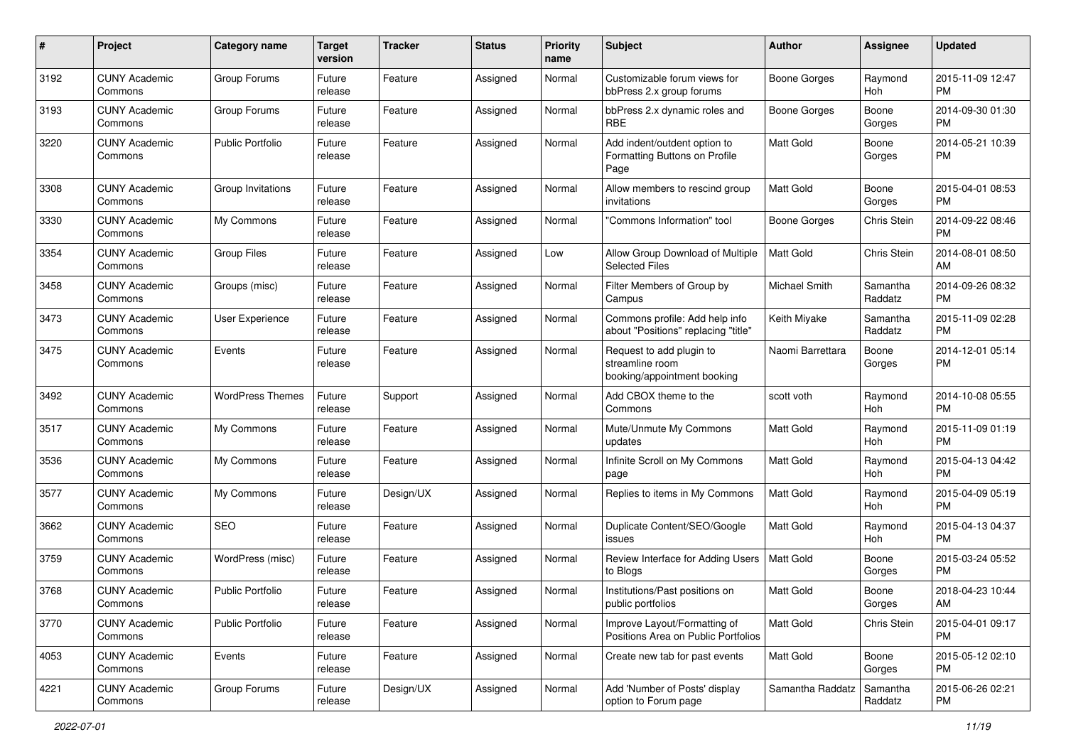| # | Project | Category name | Target version | Tracker | Status | Priority name | Subject | Author | Assignee | Updated |
|---|---|---|---|---|---|---|---|---|---|---|
| 3192 | CUNY Academic Commons | Group Forums | Future release | Feature | Assigned | Normal | Customizable forum views for bbPress 2.x group forums | Boone Gorges | Raymond Hoh | 2015-11-09 12:47 PM |
| 3193 | CUNY Academic Commons | Group Forums | Future release | Feature | Assigned | Normal | bbPress 2.x dynamic roles and RBE | Boone Gorges | Boone Gorges | 2014-09-30 01:30 PM |
| 3220 | CUNY Academic Commons | Public Portfolio | Future release | Feature | Assigned | Normal | Add indent/outdent option to Formatting Buttons on Profile Page | Matt Gold | Boone Gorges | 2014-05-21 10:39 PM |
| 3308 | CUNY Academic Commons | Group Invitations | Future release | Feature | Assigned | Normal | Allow members to rescind group invitations | Matt Gold | Boone Gorges | 2015-04-01 08:53 PM |
| 3330 | CUNY Academic Commons | My Commons | Future release | Feature | Assigned | Normal | "Commons Information" tool | Boone Gorges | Chris Stein | 2014-09-22 08:46 PM |
| 3354 | CUNY Academic Commons | Group Files | Future release | Feature | Assigned | Low | Allow Group Download of Multiple Selected Files | Matt Gold | Chris Stein | 2014-08-01 08:50 AM |
| 3458 | CUNY Academic Commons | Groups (misc) | Future release | Feature | Assigned | Normal | Filter Members of Group by Campus | Michael Smith | Samantha Raddatz | 2014-09-26 08:32 PM |
| 3473 | CUNY Academic Commons | User Experience | Future release | Feature | Assigned | Normal | Commons profile: Add help info about "Positions" replacing "title" | Keith Miyake | Samantha Raddatz | 2015-11-09 02:28 PM |
| 3475 | CUNY Academic Commons | Events | Future release | Feature | Assigned | Normal | Request to add plugin to streamline room booking/appointment booking | Naomi Barrettara | Boone Gorges | 2014-12-01 05:14 PM |
| 3492 | CUNY Academic Commons | WordPress Themes | Future release | Support | Assigned | Normal | Add CBOX theme to the Commons | scott voth | Raymond Hoh | 2014-10-08 05:55 PM |
| 3517 | CUNY Academic Commons | My Commons | Future release | Feature | Assigned | Normal | Mute/Unmute My Commons updates | Matt Gold | Raymond Hoh | 2015-11-09 01:19 PM |
| 3536 | CUNY Academic Commons | My Commons | Future release | Feature | Assigned | Normal | Infinite Scroll on My Commons page | Matt Gold | Raymond Hoh | 2015-04-13 04:42 PM |
| 3577 | CUNY Academic Commons | My Commons | Future release | Design/UX | Assigned | Normal | Replies to items in My Commons | Matt Gold | Raymond Hoh | 2015-04-09 05:19 PM |
| 3662 | CUNY Academic Commons | SEO | Future release | Feature | Assigned | Normal | Duplicate Content/SEO/Google issues | Matt Gold | Raymond Hoh | 2015-04-13 04:37 PM |
| 3759 | CUNY Academic Commons | WordPress (misc) | Future release | Feature | Assigned | Normal | Review Interface for Adding Users to Blogs | Matt Gold | Boone Gorges | 2015-03-24 05:52 PM |
| 3768 | CUNY Academic Commons | Public Portfolio | Future release | Feature | Assigned | Normal | Institutions/Past positions on public portfolios | Matt Gold | Boone Gorges | 2018-04-23 10:44 AM |
| 3770 | CUNY Academic Commons | Public Portfolio | Future release | Feature | Assigned | Normal | Improve Layout/Formatting of Positions Area on Public Portfolios | Matt Gold | Chris Stein | 2015-04-01 09:17 PM |
| 4053 | CUNY Academic Commons | Events | Future release | Feature | Assigned | Normal | Create new tab for past events | Matt Gold | Boone Gorges | 2015-05-12 02:10 PM |
| 4221 | CUNY Academic Commons | Group Forums | Future release | Design/UX | Assigned | Normal | Add 'Number of Posts' display option to Forum page | Samantha Raddatz | Samantha Raddatz | 2015-06-26 02:21 PM |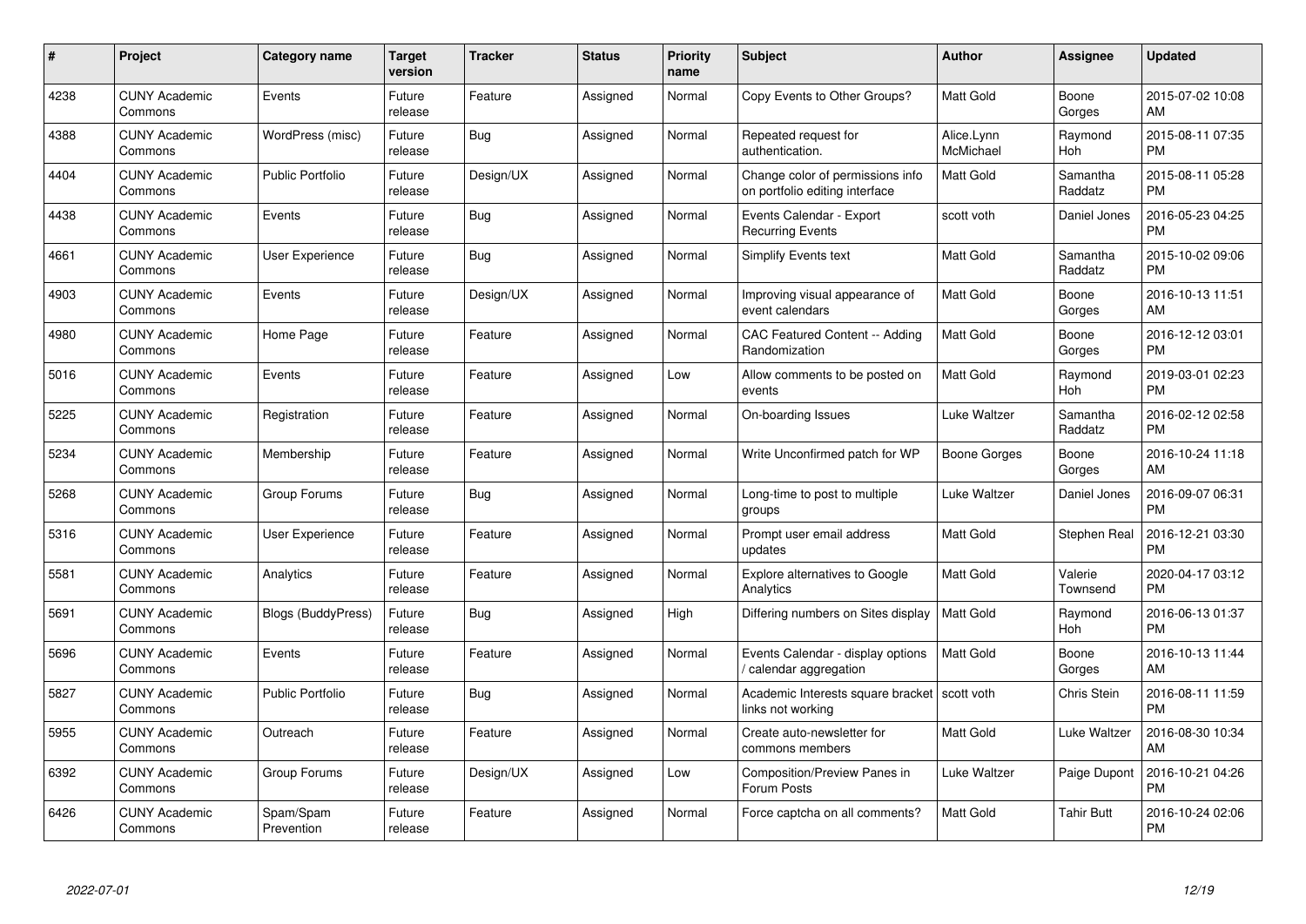| # | Project | Category name | Target version | Tracker | Status | Priority name | Subject | Author | Assignee | Updated |
|---|---|---|---|---|---|---|---|---|---|---|
| 4238 | CUNY Academic Commons | Events | Future release | Feature | Assigned | Normal | Copy Events to Other Groups? | Matt Gold | Boone Gorges | 2015-07-02 10:08 AM |
| 4388 | CUNY Academic Commons | WordPress (misc) | Future release | Bug | Assigned | Normal | Repeated request for authentication. | Alice.Lynn McMichael | Raymond Hoh | 2015-08-11 07:35 PM |
| 4404 | CUNY Academic Commons | Public Portfolio | Future release | Design/UX | Assigned | Normal | Change color of permissions info on portfolio editing interface | Matt Gold | Samantha Raddatz | 2015-08-11 05:28 PM |
| 4438 | CUNY Academic Commons | Events | Future release | Bug | Assigned | Normal | Events Calendar - Export Recurring Events | scott voth | Daniel Jones | 2016-05-23 04:25 PM |
| 4661 | CUNY Academic Commons | User Experience | Future release | Bug | Assigned | Normal | Simplify Events text | Matt Gold | Samantha Raddatz | 2015-10-02 09:06 PM |
| 4903 | CUNY Academic Commons | Events | Future release | Design/UX | Assigned | Normal | Improving visual appearance of event calendars | Matt Gold | Boone Gorges | 2016-10-13 11:51 AM |
| 4980 | CUNY Academic Commons | Home Page | Future release | Feature | Assigned | Normal | CAC Featured Content -- Adding Randomization | Matt Gold | Boone Gorges | 2016-12-12 03:01 PM |
| 5016 | CUNY Academic Commons | Events | Future release | Feature | Assigned | Low | Allow comments to be posted on events | Matt Gold | Raymond Hoh | 2019-03-01 02:23 PM |
| 5225 | CUNY Academic Commons | Registration | Future release | Feature | Assigned | Normal | On-boarding Issues | Luke Waltzer | Samantha Raddatz | 2016-02-12 02:58 PM |
| 5234 | CUNY Academic Commons | Membership | Future release | Feature | Assigned | Normal | Write Unconfirmed patch for WP | Boone Gorges | Boone Gorges | 2016-10-24 11:18 AM |
| 5268 | CUNY Academic Commons | Group Forums | Future release | Bug | Assigned | Normal | Long-time to post to multiple groups | Luke Waltzer | Daniel Jones | 2016-09-07 06:31 PM |
| 5316 | CUNY Academic Commons | User Experience | Future release | Feature | Assigned | Normal | Prompt user email address updates | Matt Gold | Stephen Real | 2016-12-21 03:30 PM |
| 5581 | CUNY Academic Commons | Analytics | Future release | Feature | Assigned | Normal | Explore alternatives to Google Analytics | Matt Gold | Valerie Townsend | 2020-04-17 03:12 PM |
| 5691 | CUNY Academic Commons | Blogs (BuddyPress) | Future release | Bug | Assigned | High | Differing numbers on Sites display | Matt Gold | Raymond Hoh | 2016-06-13 01:37 PM |
| 5696 | CUNY Academic Commons | Events | Future release | Feature | Assigned | Normal | Events Calendar - display options / calendar aggregation | Matt Gold | Boone Gorges | 2016-10-13 11:44 AM |
| 5827 | CUNY Academic Commons | Public Portfolio | Future release | Bug | Assigned | Normal | Academic Interests square bracket links not working | scott voth | Chris Stein | 2016-08-11 11:59 PM |
| 5955 | CUNY Academic Commons | Outreach | Future release | Feature | Assigned | Normal | Create auto-newsletter for commons members | Matt Gold | Luke Waltzer | 2016-08-30 10:34 AM |
| 6392 | CUNY Academic Commons | Group Forums | Future release | Design/UX | Assigned | Low | Composition/Preview Panes in Forum Posts | Luke Waltzer | Paige Dupont | 2016-10-21 04:26 PM |
| 6426 | CUNY Academic Commons | Spam/Spam Prevention | Future release | Feature | Assigned | Normal | Force captcha on all comments? | Matt Gold | Tahir Butt | 2016-10-24 02:06 PM |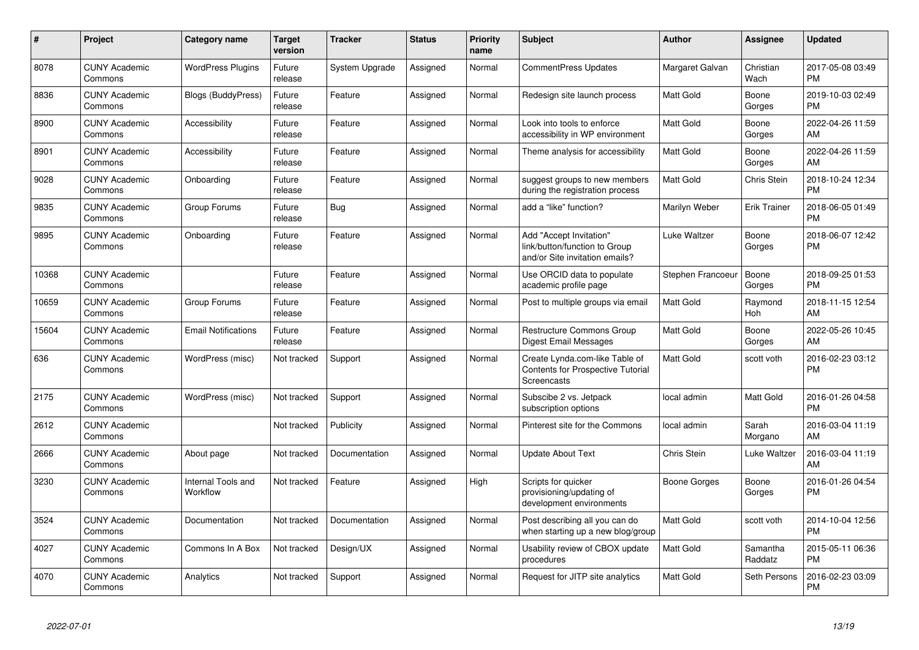| # | Project | Category name | Target version | Tracker | Status | Priority name | Subject | Author | Assignee | Updated |
|---|---|---|---|---|---|---|---|---|---|---|
| 8078 | CUNY Academic Commons | WordPress Plugins | Future release | System Upgrade | Assigned | Normal | CommentPress Updates | Margaret Galvan | Christian Wach | 2017-05-08 03:49 PM |
| 8836 | CUNY Academic Commons | Blogs (BuddyPress) | Future release | Feature | Assigned | Normal | Redesign site launch process | Matt Gold | Boone Gorges | 2019-10-03 02:49 PM |
| 8900 | CUNY Academic Commons | Accessibility | Future release | Feature | Assigned | Normal | Look into tools to enforce accessibility in WP environment | Matt Gold | Boone Gorges | 2022-04-26 11:59 AM |
| 8901 | CUNY Academic Commons | Accessibility | Future release | Feature | Assigned | Normal | Theme analysis for accessibility | Matt Gold | Boone Gorges | 2022-04-26 11:59 AM |
| 9028 | CUNY Academic Commons | Onboarding | Future release | Feature | Assigned | Normal | suggest groups to new members during the registration process | Matt Gold | Chris Stein | 2018-10-24 12:34 PM |
| 9835 | CUNY Academic Commons | Group Forums | Future release | Bug | Assigned | Normal | add a "like" function? | Marilyn Weber | Erik Trainer | 2018-06-05 01:49 PM |
| 9895 | CUNY Academic Commons | Onboarding | Future release | Feature | Assigned | Normal | Add "Accept Invitation" link/button/function to Group and/or Site invitation emails? | Luke Waltzer | Boone Gorges | 2018-06-07 12:42 PM |
| 10368 | CUNY Academic Commons | | Future release | Feature | Assigned | Normal | Use ORCID data to populate academic profile page | Stephen Francoeur | Boone Gorges | 2018-09-25 01:53 PM |
| 10659 | CUNY Academic Commons | Group Forums | Future release | Feature | Assigned | Normal | Post to multiple groups via email | Matt Gold | Raymond Hoh | 2018-11-15 12:54 AM |
| 15604 | CUNY Academic Commons | Email Notifications | Future release | Feature | Assigned | Normal | Restructure Commons Group Digest Email Messages | Matt Gold | Boone Gorges | 2022-05-26 10:45 AM |
| 636 | CUNY Academic Commons | WordPress (misc) | Not tracked | Support | Assigned | Normal | Create Lynda.com-like Table of Contents for Prospective Tutorial Screencasts | Matt Gold | scott voth | 2016-02-23 03:12 PM |
| 2175 | CUNY Academic Commons | WordPress (misc) | Not tracked | Support | Assigned | Normal | Subscibe 2 vs. Jetpack subscription options | local admin | Matt Gold | 2016-01-26 04:58 PM |
| 2612 | CUNY Academic Commons | | Not tracked | Publicity | Assigned | Normal | Pinterest site for the Commons | local admin | Sarah Morgano | 2016-03-04 11:19 AM |
| 2666 | CUNY Academic Commons | About page | Not tracked | Documentation | Assigned | Normal | Update About Text | Chris Stein | Luke Waltzer | 2016-03-04 11:19 AM |
| 3230 | CUNY Academic Commons | Internal Tools and Workflow | Not tracked | Feature | Assigned | High | Scripts for quicker provisioning/updating of development environments | Boone Gorges | Boone Gorges | 2016-01-26 04:54 PM |
| 3524 | CUNY Academic Commons | Documentation | Not tracked | Documentation | Assigned | Normal | Post describing all you can do when starting up a new blog/group | Matt Gold | scott voth | 2014-10-04 12:56 PM |
| 4027 | CUNY Academic Commons | Commons In A Box | Not tracked | Design/UX | Assigned | Normal | Usability review of CBOX update procedures | Matt Gold | Samantha Raddatz | 2015-05-11 06:36 PM |
| 4070 | CUNY Academic Commons | Analytics | Not tracked | Support | Assigned | Normal | Request for JITP site analytics | Matt Gold | Seth Persons | 2016-02-23 03:09 PM |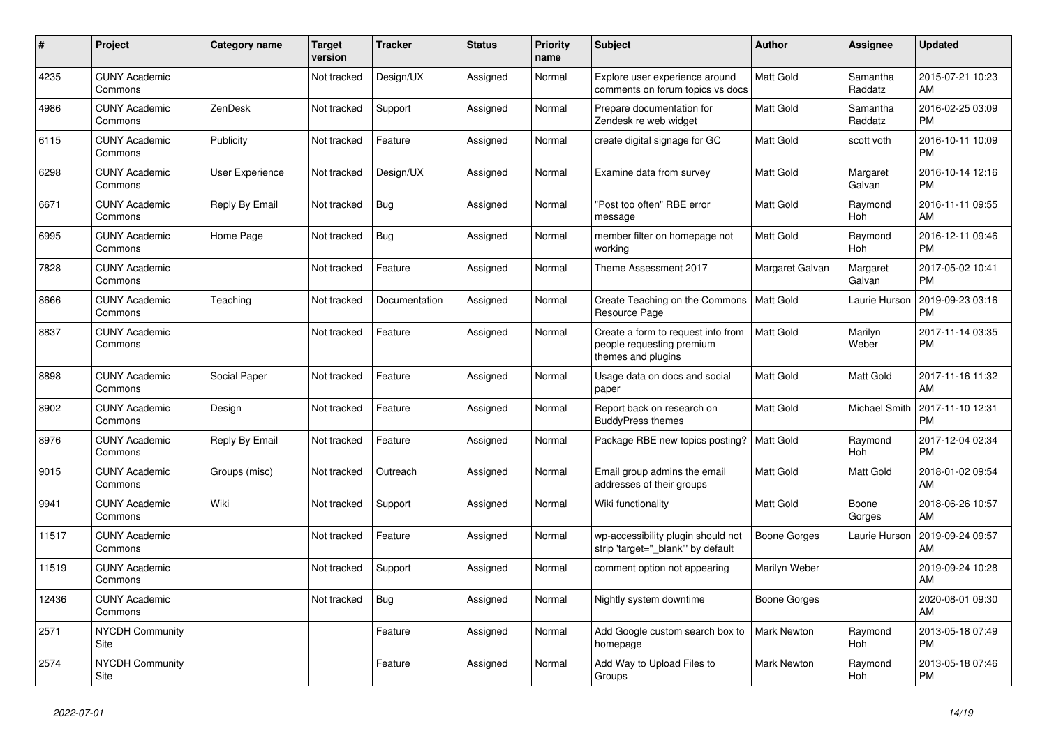| # | Project | Category name | Target version | Tracker | Status | Priority name | Subject | Author | Assignee | Updated |
|---|---|---|---|---|---|---|---|---|---|---|
| 4235 | CUNY Academic Commons | | Not tracked | Design/UX | Assigned | Normal | Explore user experience around comments on forum topics vs docs | Matt Gold | Samantha Raddatz | 2015-07-21 10:23 AM |
| 4986 | CUNY Academic Commons | ZenDesk | Not tracked | Support | Assigned | Normal | Prepare documentation for Zendesk re web widget | Matt Gold | Samantha Raddatz | 2016-02-25 03:09 PM |
| 6115 | CUNY Academic Commons | Publicity | Not tracked | Feature | Assigned | Normal | create digital signage for GC | Matt Gold | scott voth | 2016-10-11 10:09 PM |
| 6298 | CUNY Academic Commons | User Experience | Not tracked | Design/UX | Assigned | Normal | Examine data from survey | Matt Gold | Margaret Galvan | 2016-10-14 12:16 PM |
| 6671 | CUNY Academic Commons | Reply By Email | Not tracked | Bug | Assigned | Normal | "Post too often" RBE error message | Matt Gold | Raymond Hoh | 2016-11-11 09:55 AM |
| 6995 | CUNY Academic Commons | Home Page | Not tracked | Bug | Assigned | Normal | member filter on homepage not working | Matt Gold | Raymond Hoh | 2016-12-11 09:46 PM |
| 7828 | CUNY Academic Commons | | Not tracked | Feature | Assigned | Normal | Theme Assessment 2017 | Margaret Galvan | Margaret Galvan | 2017-05-02 10:41 PM |
| 8666 | CUNY Academic Commons | Teaching | Not tracked | Documentation | Assigned | Normal | Create Teaching on the Commons Resource Page | Matt Gold | Laurie Hurson | 2019-09-23 03:16 PM |
| 8837 | CUNY Academic Commons | | Not tracked | Feature | Assigned | Normal | Create a form to request info from people requesting premium themes and plugins | Matt Gold | Marilyn Weber | 2017-11-14 03:35 PM |
| 8898 | CUNY Academic Commons | Social Paper | Not tracked | Feature | Assigned | Normal | Usage data on docs and social paper | Matt Gold | Matt Gold | 2017-11-16 11:32 AM |
| 8902 | CUNY Academic Commons | Design | Not tracked | Feature | Assigned | Normal | Report back on research on BuddyPress themes | Matt Gold | Michael Smith | 2017-11-10 12:31 PM |
| 8976 | CUNY Academic Commons | Reply By Email | Not tracked | Feature | Assigned | Normal | Package RBE new topics posting? | Matt Gold | Raymond Hoh | 2017-12-04 02:34 PM |
| 9015 | CUNY Academic Commons | Groups (misc) | Not tracked | Outreach | Assigned | Normal | Email group admins the email addresses of their groups | Matt Gold | Matt Gold | 2018-01-02 09:54 AM |
| 9941 | CUNY Academic Commons | Wiki | Not tracked | Support | Assigned | Normal | Wiki functionality | Matt Gold | Boone Gorges | 2018-06-26 10:57 AM |
| 11517 | CUNY Academic Commons | | Not tracked | Feature | Assigned | Normal | wp-accessibility plugin should not strip 'target="_blank"' by default | Boone Gorges | Laurie Hurson | 2019-09-24 09:57 AM |
| 11519 | CUNY Academic Commons | | Not tracked | Support | Assigned | Normal | comment option not appearing | Marilyn Weber | | 2019-09-24 10:28 AM |
| 12436 | CUNY Academic Commons | | Not tracked | Bug | Assigned | Normal | Nightly system downtime | Boone Gorges | | 2020-08-01 09:30 AM |
| 2571 | NYCDH Community Site | | | Feature | Assigned | Normal | Add Google custom search box to homepage | Mark Newton | Raymond Hoh | 2013-05-18 07:49 PM |
| 2574 | NYCDH Community Site | | | Feature | Assigned | Normal | Add Way to Upload Files to Groups | Mark Newton | Raymond Hoh | 2013-05-18 07:46 PM |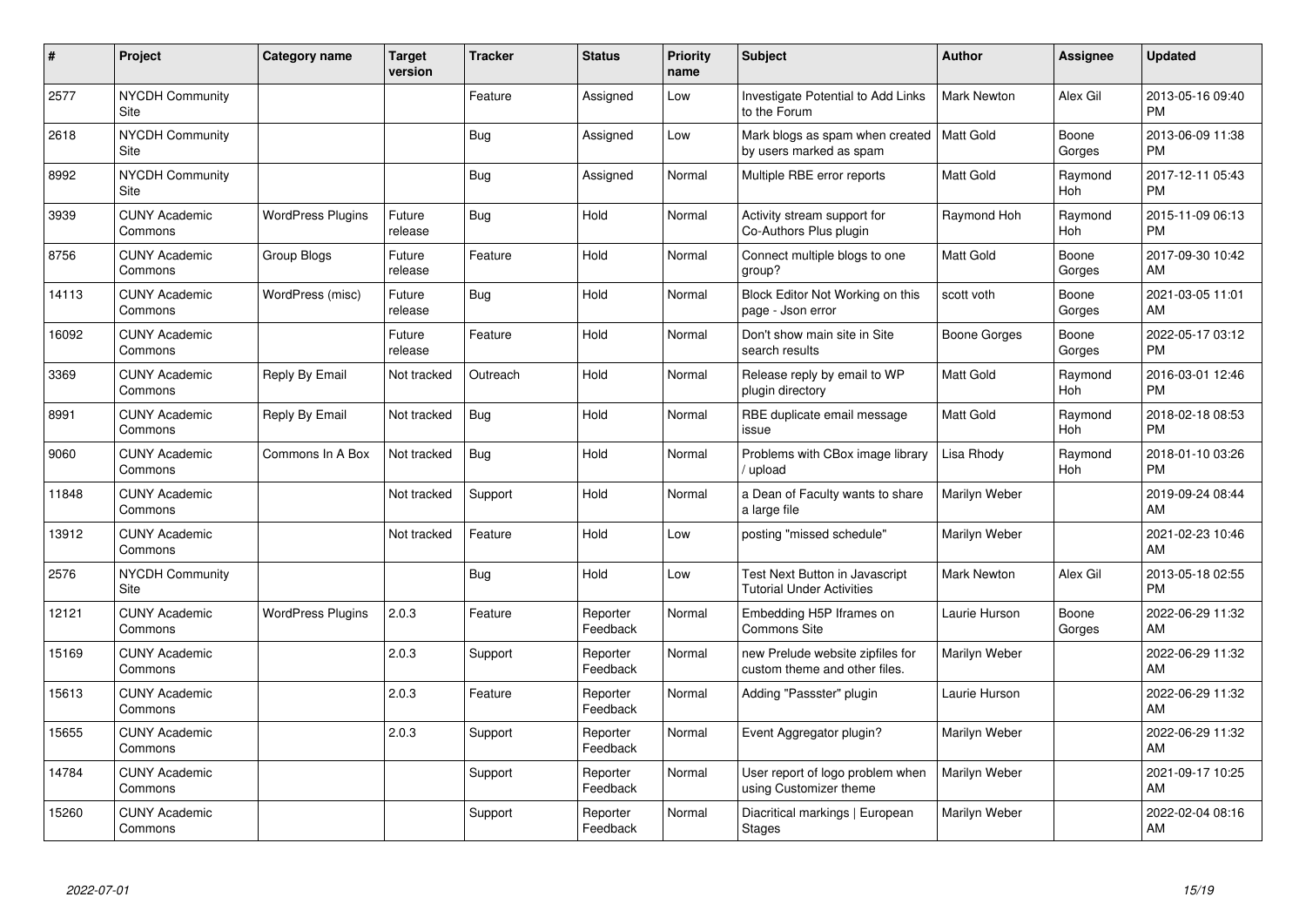| # | Project | Category name | Target version | Tracker | Status | Priority name | Subject | Author | Assignee | Updated |
|---|---|---|---|---|---|---|---|---|---|---|
| 2577 | NYCDH Community Site | | | Feature | Assigned | Low | Investigate Potential to Add Links to the Forum | Mark Newton | Alex Gil | 2013-05-16 09:40 PM |
| 2618 | NYCDH Community Site | | | Bug | Assigned | Low | Mark blogs as spam when created by users marked as spam | Matt Gold | Boone Gorges | 2013-06-09 11:38 PM |
| 8992 | NYCDH Community Site | | | Bug | Assigned | Normal | Multiple RBE error reports | Matt Gold | Raymond Hoh | 2017-12-11 05:43 PM |
| 3939 | CUNY Academic Commons | WordPress Plugins | Future release | Bug | Hold | Normal | Activity stream support for Co-Authors Plus plugin | Raymond Hoh | Raymond Hoh | 2015-11-09 06:13 PM |
| 8756 | CUNY Academic Commons | Group Blogs | Future release | Feature | Hold | Normal | Connect multiple blogs to one group? | Matt Gold | Boone Gorges | 2017-09-30 10:42 AM |
| 14113 | CUNY Academic Commons | WordPress (misc) | Future release | Bug | Hold | Normal | Block Editor Not Working on this page - Json error | scott voth | Boone Gorges | 2021-03-05 11:01 AM |
| 16092 | CUNY Academic Commons | | Future release | Feature | Hold | Normal | Don't show main site in Site search results | Boone Gorges | Boone Gorges | 2022-05-17 03:12 PM |
| 3369 | CUNY Academic Commons | Reply By Email | Not tracked | Outreach | Hold | Normal | Release reply by email to WP plugin directory | Matt Gold | Raymond Hoh | 2016-03-01 12:46 PM |
| 8991 | CUNY Academic Commons | Reply By Email | Not tracked | Bug | Hold | Normal | RBE duplicate email message issue | Matt Gold | Raymond Hoh | 2018-02-18 08:53 PM |
| 9060 | CUNY Academic Commons | Commons In A Box | Not tracked | Bug | Hold | Normal | Problems with CBox image library / upload | Lisa Rhody | Raymond Hoh | 2018-01-10 03:26 PM |
| 11848 | CUNY Academic Commons | | Not tracked | Support | Hold | Normal | a Dean of Faculty wants to share a large file | Marilyn Weber | | 2019-09-24 08:44 AM |
| 13912 | CUNY Academic Commons | | Not tracked | Feature | Hold | Low | posting "missed schedule" | Marilyn Weber | | 2021-02-23 10:46 AM |
| 2576 | NYCDH Community Site | | | Bug | Hold | Low | Test Next Button in Javascript Tutorial Under Activities | Mark Newton | Alex Gil | 2013-05-18 02:55 PM |
| 12121 | CUNY Academic Commons | WordPress Plugins | 2.0.3 | Feature | Reporter Feedback | Normal | Embedding H5P Iframes on Commons Site | Laurie Hurson | Boone Gorges | 2022-06-29 11:32 AM |
| 15169 | CUNY Academic Commons | | 2.0.3 | Support | Reporter Feedback | Normal | new Prelude website zipfiles for custom theme and other files. | Marilyn Weber | | 2022-06-29 11:32 AM |
| 15613 | CUNY Academic Commons | | 2.0.3 | Feature | Reporter Feedback | Normal | Adding "Passster" plugin | Laurie Hurson | | 2022-06-29 11:32 AM |
| 15655 | CUNY Academic Commons | | 2.0.3 | Support | Reporter Feedback | Normal | Event Aggregator plugin? | Marilyn Weber | | 2022-06-29 11:32 AM |
| 14784 | CUNY Academic Commons | | | Support | Reporter Feedback | Normal | User report of logo problem when using Customizer theme | Marilyn Weber | | 2021-09-17 10:25 AM |
| 15260 | CUNY Academic Commons | | | Support | Reporter Feedback | Normal | Diacritical markings \| European Stages | Marilyn Weber | | 2022-02-04 08:16 AM |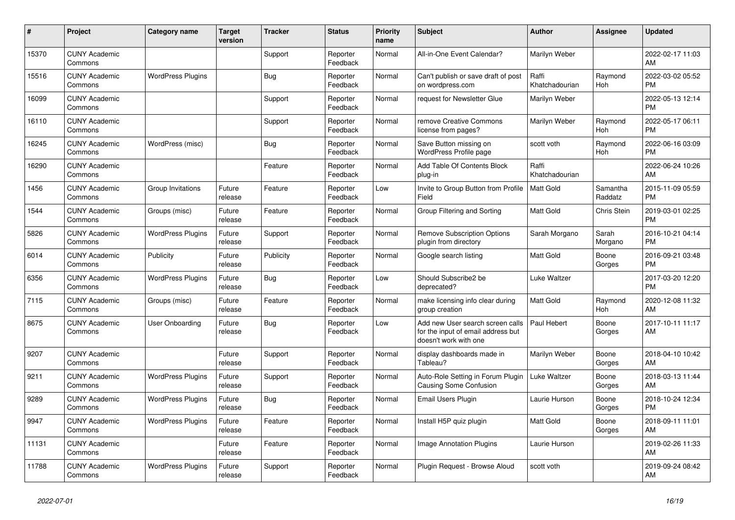| # | Project | Category name | Target version | Tracker | Status | Priority name | Subject | Author | Assignee | Updated |
|---|---|---|---|---|---|---|---|---|---|---|
| 15370 | CUNY Academic Commons | | | Support | Reporter Feedback | Normal | All-in-One Event Calendar? | Marilyn Weber | | 2022-02-17 11:03 AM |
| 15516 | CUNY Academic Commons | WordPress Plugins | | Bug | Reporter Feedback | Normal | Can't publish or save draft of post on wordpress.com | Raffi Khatchadourian | Raymond Hoh | 2022-03-02 05:52 PM |
| 16099 | CUNY Academic Commons | | | Support | Reporter Feedback | Normal | request for Newsletter Glue | Marilyn Weber | | 2022-05-13 12:14 PM |
| 16110 | CUNY Academic Commons | | | Support | Reporter Feedback | Normal | remove Creative Commons license from pages? | Marilyn Weber | Raymond Hoh | 2022-05-17 06:11 PM |
| 16245 | CUNY Academic Commons | WordPress (misc) | | Bug | Reporter Feedback | Normal | Save Button missing on WordPress Profile page | scott voth | Raymond Hoh | 2022-06-16 03:09 PM |
| 16290 | CUNY Academic Commons | | | Feature | Reporter Feedback | Normal | Add Table Of Contents Block plug-in | Raffi Khatchadourian | | 2022-06-24 10:26 AM |
| 1456 | CUNY Academic Commons | Group Invitations | Future release | Feature | Reporter Feedback | Low | Invite to Group Button from Profile Field | Matt Gold | Samantha Raddatz | 2015-11-09 05:59 PM |
| 1544 | CUNY Academic Commons | Groups (misc) | Future release | Feature | Reporter Feedback | Normal | Group Filtering and Sorting | Matt Gold | Chris Stein | 2019-03-01 02:25 PM |
| 5826 | CUNY Academic Commons | WordPress Plugins | Future release | Support | Reporter Feedback | Normal | Remove Subscription Options plugin from directory | Sarah Morgano | Sarah Morgano | 2016-10-21 04:14 PM |
| 6014 | CUNY Academic Commons | Publicity | Future release | Publicity | Reporter Feedback | Normal | Google search listing | Matt Gold | Boone Gorges | 2016-09-21 03:48 PM |
| 6356 | CUNY Academic Commons | WordPress Plugins | Future release | Bug | Reporter Feedback | Low | Should Subscribe2 be deprecated? | Luke Waltzer | | 2017-03-20 12:20 PM |
| 7115 | CUNY Academic Commons | Groups (misc) | Future release | Feature | Reporter Feedback | Normal | make licensing info clear during group creation | Matt Gold | Raymond Hoh | 2020-12-08 11:32 AM |
| 8675 | CUNY Academic Commons | User Onboarding | Future release | Bug | Reporter Feedback | Low | Add new User search screen calls for the input of email address but doesn't work with one | Paul Hebert | Boone Gorges | 2017-10-11 11:17 AM |
| 9207 | CUNY Academic Commons | | Future release | Support | Reporter Feedback | Normal | display dashboards made in Tableau? | Marilyn Weber | Boone Gorges | 2018-04-10 10:42 AM |
| 9211 | CUNY Academic Commons | WordPress Plugins | Future release | Support | Reporter Feedback | Normal | Auto-Role Setting in Forum Plugin Causing Some Confusion | Luke Waltzer | Boone Gorges | 2018-03-13 11:44 AM |
| 9289 | CUNY Academic Commons | WordPress Plugins | Future release | Bug | Reporter Feedback | Normal | Email Users Plugin | Laurie Hurson | Boone Gorges | 2018-10-24 12:34 PM |
| 9947 | CUNY Academic Commons | WordPress Plugins | Future release | Feature | Reporter Feedback | Normal | Install H5P quiz plugin | Matt Gold | Boone Gorges | 2018-09-11 11:01 AM |
| 11131 | CUNY Academic Commons | | Future release | Feature | Reporter Feedback | Normal | Image Annotation Plugins | Laurie Hurson | | 2019-02-26 11:33 AM |
| 11788 | CUNY Academic Commons | WordPress Plugins | Future release | Support | Reporter Feedback | Normal | Plugin Request - Browse Aloud | scott voth | | 2019-09-24 08:42 AM |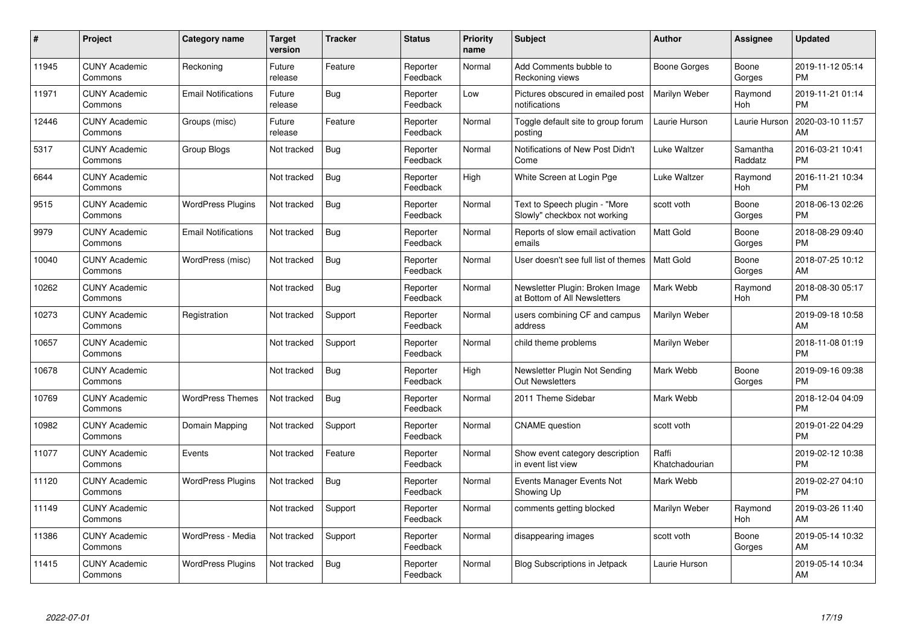| # | Project | Category name | Target version | Tracker | Status | Priority name | Subject | Author | Assignee | Updated |
|---|---|---|---|---|---|---|---|---|---|---|
| 11945 | CUNY Academic Commons | Reckoning | Future release | Feature | Reporter Feedback | Normal | Add Comments bubble to Reckoning views | Boone Gorges | Boone Gorges | 2019-11-12 05:14 PM |
| 11971 | CUNY Academic Commons | Email Notifications | Future release | Bug | Reporter Feedback | Low | Pictures obscured in emailed post notifications | Marilyn Weber | Raymond Hoh | 2019-11-21 01:14 PM |
| 12446 | CUNY Academic Commons | Groups (misc) | Future release | Feature | Reporter Feedback | Normal | Toggle default site to group forum posting | Laurie Hurson | Laurie Hurson | 2020-03-10 11:57 AM |
| 5317 | CUNY Academic Commons | Group Blogs | Not tracked | Bug | Reporter Feedback | Normal | Notifications of New Post Didn't Come | Luke Waltzer | Samantha Raddatz | 2016-03-21 10:41 PM |
| 6644 | CUNY Academic Commons | | Not tracked | Bug | Reporter Feedback | High | White Screen at Login Pge | Luke Waltzer | Raymond Hoh | 2016-11-21 10:34 PM |
| 9515 | CUNY Academic Commons | WordPress Plugins | Not tracked | Bug | Reporter Feedback | Normal | Text to Speech plugin - "More Slowly" checkbox not working | scott voth | Boone Gorges | 2018-06-13 02:26 PM |
| 9979 | CUNY Academic Commons | Email Notifications | Not tracked | Bug | Reporter Feedback | Normal | Reports of slow email activation emails | Matt Gold | Boone Gorges | 2018-08-29 09:40 PM |
| 10040 | CUNY Academic Commons | WordPress (misc) | Not tracked | Bug | Reporter Feedback | Normal | User doesn't see full list of themes | Matt Gold | Boone Gorges | 2018-07-25 10:12 AM |
| 10262 | CUNY Academic Commons | | Not tracked | Bug | Reporter Feedback | Normal | Newsletter Plugin: Broken Image at Bottom of All Newsletters | Mark Webb | Raymond Hoh | 2018-08-30 05:17 PM |
| 10273 | CUNY Academic Commons | Registration | Not tracked | Support | Reporter Feedback | Normal | users combining CF and campus address | Marilyn Weber | | 2019-09-18 10:58 AM |
| 10657 | CUNY Academic Commons | | Not tracked | Support | Reporter Feedback | Normal | child theme problems | Marilyn Weber | | 2018-11-08 01:19 PM |
| 10678 | CUNY Academic Commons | | Not tracked | Bug | Reporter Feedback | High | Newsletter Plugin Not Sending Out Newsletters | Mark Webb | Boone Gorges | 2019-09-16 09:38 PM |
| 10769 | CUNY Academic Commons | WordPress Themes | Not tracked | Bug | Reporter Feedback | Normal | 2011 Theme Sidebar | Mark Webb | | 2018-12-04 04:09 PM |
| 10982 | CUNY Academic Commons | Domain Mapping | Not tracked | Support | Reporter Feedback | Normal | CNAME question | scott voth | | 2019-01-22 04:29 PM |
| 11077 | CUNY Academic Commons | Events | Not tracked | Feature | Reporter Feedback | Normal | Show event category description in event list view | Raffi Khatchadourian | | 2019-02-12 10:38 PM |
| 11120 | CUNY Academic Commons | WordPress Plugins | Not tracked | Bug | Reporter Feedback | Normal | Events Manager Events Not Showing Up | Mark Webb | | 2019-02-27 04:10 PM |
| 11149 | CUNY Academic Commons | | Not tracked | Support | Reporter Feedback | Normal | comments getting blocked | Marilyn Weber | Raymond Hoh | 2019-03-26 11:40 AM |
| 11386 | CUNY Academic Commons | WordPress - Media | Not tracked | Support | Reporter Feedback | Normal | disappearing images | scott voth | Boone Gorges | 2019-05-14 10:32 AM |
| 11415 | CUNY Academic Commons | WordPress Plugins | Not tracked | Bug | Reporter Feedback | Normal | Blog Subscriptions in Jetpack | Laurie Hurson | | 2019-05-14 10:34 AM |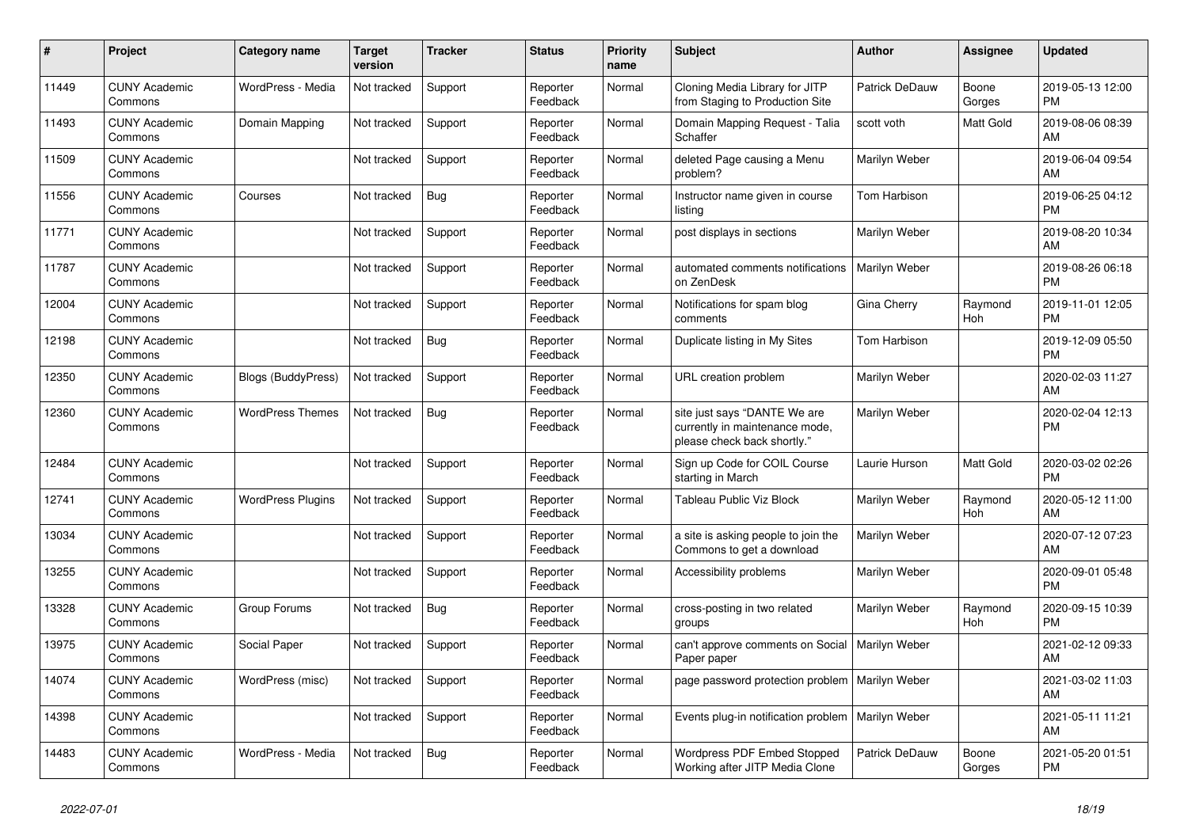| # | Project | Category name | Target version | Tracker | Status | Priority name | Subject | Author | Assignee | Updated |
|---|---|---|---|---|---|---|---|---|---|---|
| 11449 | CUNY Academic Commons | WordPress - Media | Not tracked | Support | Reporter Feedback | Normal | Cloning Media Library for JITP from Staging to Production Site | Patrick DeDauw | Boone Gorges | 2019-05-13 12:00 PM |
| 11493 | CUNY Academic Commons | Domain Mapping | Not tracked | Support | Reporter Feedback | Normal | Domain Mapping Request - Talia Schaffer | scott voth | Matt Gold | 2019-08-06 08:39 AM |
| 11509 | CUNY Academic Commons | | Not tracked | Support | Reporter Feedback | Normal | deleted Page causing a Menu problem? | Marilyn Weber | | 2019-06-04 09:54 AM |
| 11556 | CUNY Academic Commons | Courses | Not tracked | Bug | Reporter Feedback | Normal | Instructor name given in course listing | Tom Harbison | | 2019-06-25 04:12 PM |
| 11771 | CUNY Academic Commons | | Not tracked | Support | Reporter Feedback | Normal | post displays in sections | Marilyn Weber | | 2019-08-20 10:34 AM |
| 11787 | CUNY Academic Commons | | Not tracked | Support | Reporter Feedback | Normal | automated comments notifications on ZenDesk | Marilyn Weber | | 2019-08-26 06:18 PM |
| 12004 | CUNY Academic Commons | | Not tracked | Support | Reporter Feedback | Normal | Notifications for spam blog comments | Gina Cherry | Raymond Hoh | 2019-11-01 12:05 PM |
| 12198 | CUNY Academic Commons | | Not tracked | Bug | Reporter Feedback | Normal | Duplicate listing in My Sites | Tom Harbison | | 2019-12-09 05:50 PM |
| 12350 | CUNY Academic Commons | Blogs (BuddyPress) | Not tracked | Support | Reporter Feedback | Normal | URL creation problem | Marilyn Weber | | 2020-02-03 11:27 AM |
| 12360 | CUNY Academic Commons | WordPress Themes | Not tracked | Bug | Reporter Feedback | Normal | site just says "DANTE We are currently in maintenance mode, please check back shortly." | Marilyn Weber | | 2020-02-04 12:13 PM |
| 12484 | CUNY Academic Commons | | Not tracked | Support | Reporter Feedback | Normal | Sign up Code for COIL Course starting in March | Laurie Hurson | Matt Gold | 2020-03-02 02:26 PM |
| 12741 | CUNY Academic Commons | WordPress Plugins | Not tracked | Support | Reporter Feedback | Normal | Tableau Public Viz Block | Marilyn Weber | Raymond Hoh | 2020-05-12 11:00 AM |
| 13034 | CUNY Academic Commons | | Not tracked | Support | Reporter Feedback | Normal | a site is asking people to join the Commons to get a download | Marilyn Weber | | 2020-07-12 07:23 AM |
| 13255 | CUNY Academic Commons | | Not tracked | Support | Reporter Feedback | Normal | Accessibility problems | Marilyn Weber | | 2020-09-01 05:48 PM |
| 13328 | CUNY Academic Commons | Group Forums | Not tracked | Bug | Reporter Feedback | Normal | cross-posting in two related groups | Marilyn Weber | Raymond Hoh | 2020-09-15 10:39 PM |
| 13975 | CUNY Academic Commons | Social Paper | Not tracked | Support | Reporter Feedback | Normal | can't approve comments on Social Paper paper | Marilyn Weber | | 2021-02-12 09:33 AM |
| 14074 | CUNY Academic Commons | WordPress (misc) | Not tracked | Support | Reporter Feedback | Normal | page password protection problem | Marilyn Weber | | 2021-03-02 11:03 AM |
| 14398 | CUNY Academic Commons | | Not tracked | Support | Reporter Feedback | Normal | Events plug-in notification problem | Marilyn Weber | | 2021-05-11 11:21 AM |
| 14483 | CUNY Academic Commons | WordPress - Media | Not tracked | Bug | Reporter Feedback | Normal | Wordpress PDF Embed Stopped Working after JITP Media Clone | Patrick DeDauw | Boone Gorges | 2021-05-20 01:51 PM |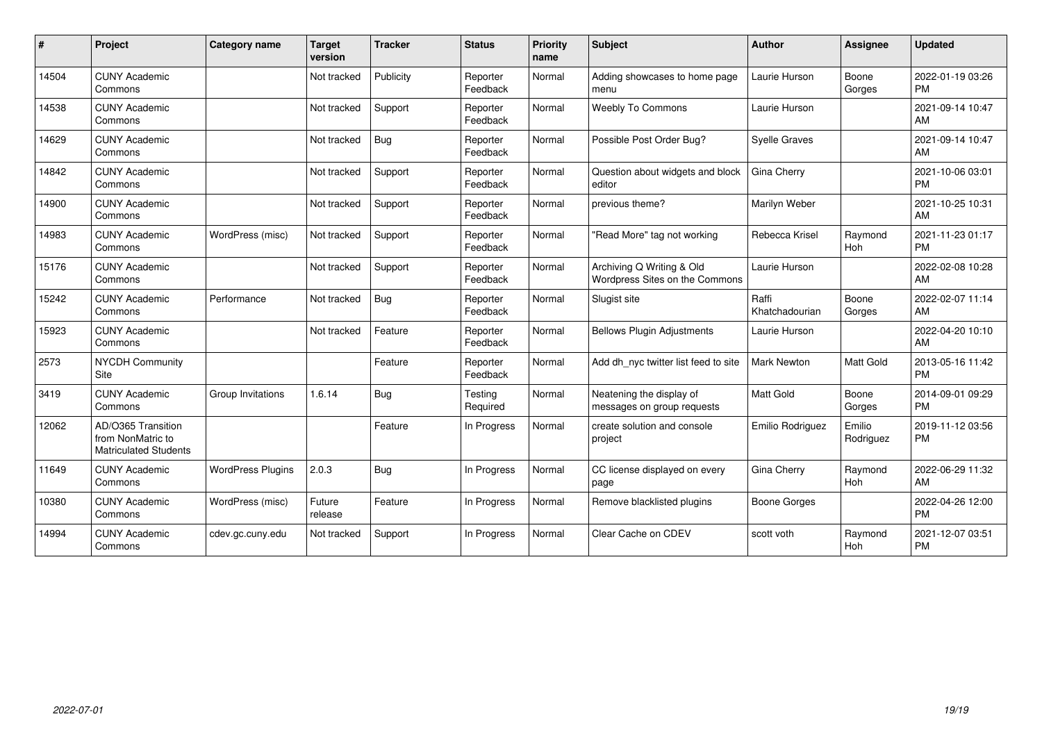| # | Project | Category name | Target version | Tracker | Status | Priority name | Subject | Author | Assignee | Updated |
|---|---|---|---|---|---|---|---|---|---|---|
| 14504 | CUNY Academic Commons | | Not tracked | Publicity | Reporter Feedback | Normal | Adding showcases to home page menu | Laurie Hurson | Boone Gorges | 2022-01-19 03:26 PM |
| 14538 | CUNY Academic Commons | | Not tracked | Support | Reporter Feedback | Normal | Weebly To Commons | Laurie Hurson | | 2021-09-14 10:47 AM |
| 14629 | CUNY Academic Commons | | Not tracked | Bug | Reporter Feedback | Normal | Possible Post Order Bug? | Syelle Graves | | 2021-09-14 10:47 AM |
| 14842 | CUNY Academic Commons | | Not tracked | Support | Reporter Feedback | Normal | Question about widgets and block editor | Gina Cherry | | 2021-10-06 03:01 PM |
| 14900 | CUNY Academic Commons | | Not tracked | Support | Reporter Feedback | Normal | previous theme? | Marilyn Weber | | 2021-10-25 10:31 AM |
| 14983 | CUNY Academic Commons | WordPress (misc) | Not tracked | Support | Reporter Feedback | Normal | "Read More" tag not working | Rebecca Krisel | Raymond Hoh | 2021-11-23 01:17 PM |
| 15176 | CUNY Academic Commons | | Not tracked | Support | Reporter Feedback | Normal | Archiving Q Writing & Old Wordpress Sites on the Commons | Laurie Hurson | | 2022-02-08 10:28 AM |
| 15242 | CUNY Academic Commons | Performance | Not tracked | Bug | Reporter Feedback | Normal | Slugist site | Raffi Khatchadourian | Boone Gorges | 2022-02-07 11:14 AM |
| 15923 | CUNY Academic Commons | | Not tracked | Feature | Reporter Feedback | Normal | Bellows Plugin Adjustments | Laurie Hurson | | 2022-04-20 10:10 AM |
| 2573 | NYCDH Community Site | | | Feature | Reporter Feedback | Normal | Add dh_nyc twitter list feed to site | Mark Newton | Matt Gold | 2013-05-16 11:42 PM |
| 3419 | CUNY Academic Commons | Group Invitations | 1.6.14 | Bug | Testing Required | Normal | Neatening the display of messages on group requests | Matt Gold | Boone Gorges | 2014-09-01 09:29 PM |
| 12062 | AD/O365 Transition from NonMatric to Matriculated Students | | | Feature | In Progress | Normal | create solution and console project | Emilio Rodriguez | Emilio Rodriguez | 2019-11-12 03:56 PM |
| 11649 | CUNY Academic Commons | WordPress Plugins | 2.0.3 | Bug | In Progress | Normal | CC license displayed on every page | Gina Cherry | Raymond Hoh | 2022-06-29 11:32 AM |
| 10380 | CUNY Academic Commons | WordPress (misc) | Future release | Feature | In Progress | Normal | Remove blacklisted plugins | Boone Gorges | | 2022-04-26 12:00 PM |
| 14994 | CUNY Academic Commons | cdev.gc.cuny.edu | Not tracked | Support | In Progress | Normal | Clear Cache on CDEV | scott voth | Raymond Hoh | 2021-12-07 03:51 PM |